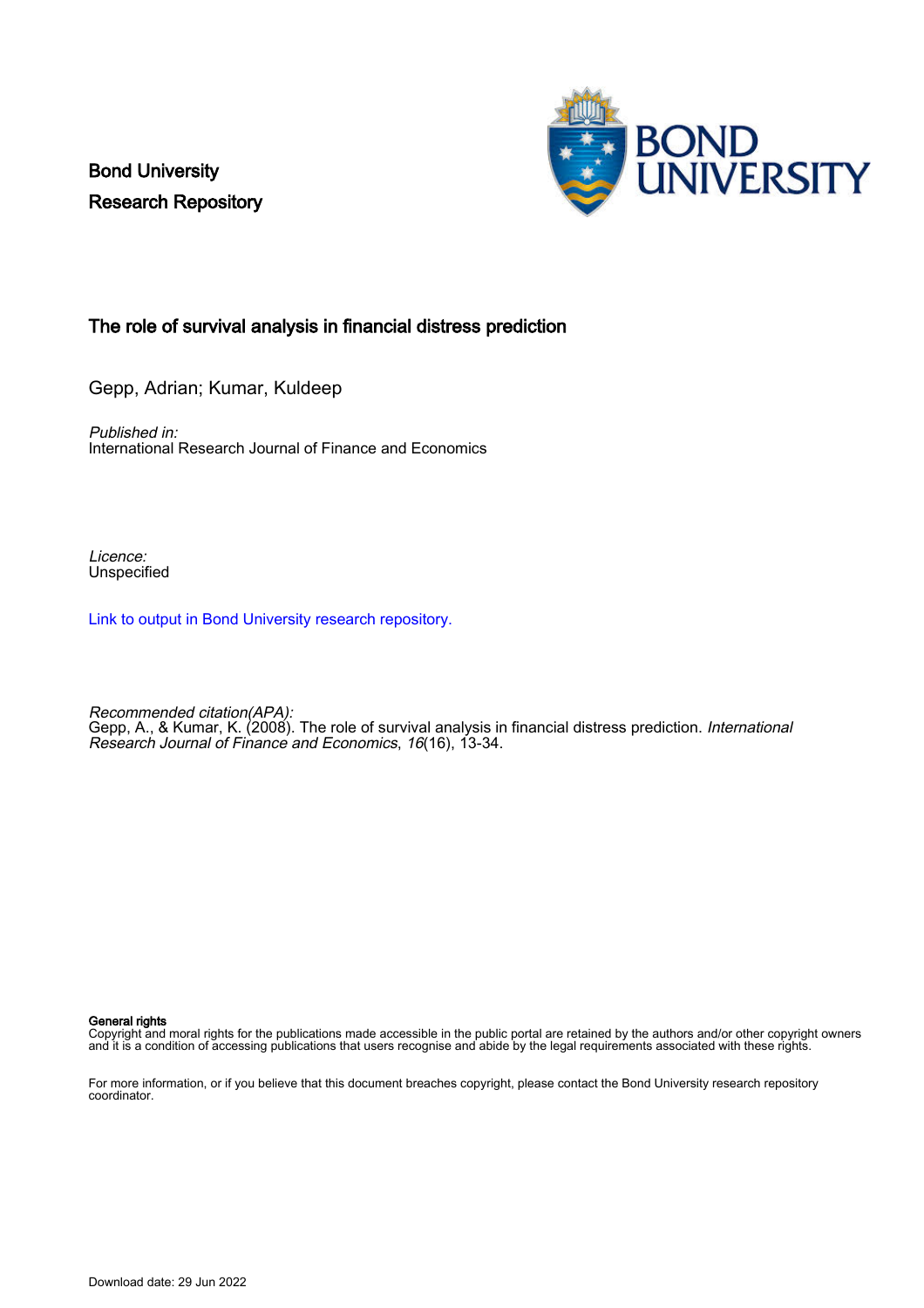Bond University
Research Repository

# The role of survival analysis in financial distress prediction

Gepp, Adrian; Kumar, Kuldeep

*Published in:*
International Research Journal of Finance and Economics

*Licence:*
Unspecified

Link to output in Bond University research repository.

*Recommended citation(APA):*
Gepp, A., & Kumar, K. (2008). The role of survival analysis in financial distress prediction. *International Research Journal of Finance and Economics*, *16*(16), 13-34.

**General rights**
Copyright and moral rights for the publications made accessible in the public portal are retained by the authors and/or other copyright owners and it is a condition of accessing publications that users recognise and abide by the legal requirements associated with these rights.

For more information, or if you believe that this document breaches copyright, please contact the Bond University research repository coordinator.

Download date: 29 Jun 2022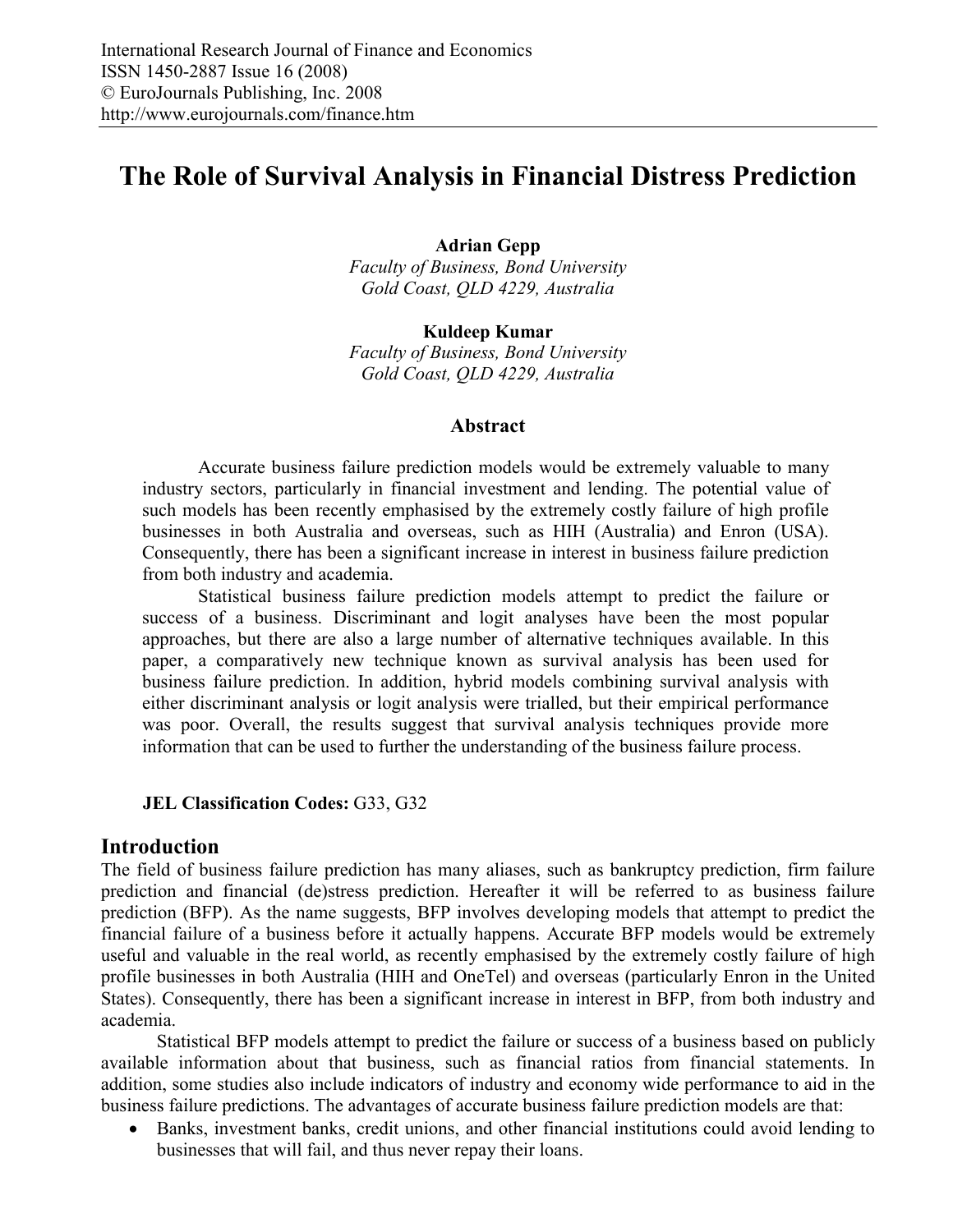# The Role of Survival Analysis in Financial Distress Prediction

**Adrian Gepp**
*Faculty of Business, Bond University*
*Gold Coast, QLD 4229, Australia*

**Kuldeep Kumar**
*Faculty of Business, Bond University*
*Gold Coast, QLD 4229, Australia*

## Abstract

Accurate business failure prediction models would be extremely valuable to many industry sectors, particularly in financial investment and lending. The potential value of such models has been recently emphasised by the extremely costly failure of high profile businesses in both Australia and overseas, such as HIH (Australia) and Enron (USA). Consequently, there has been a significant increase in interest in business failure prediction from both industry and academia.

Statistical business failure prediction models attempt to predict the failure or success of a business. Discriminant and logit analyses have been the most popular approaches, but there are also a large number of alternative techniques available. In this paper, a comparatively new technique known as survival analysis has been used for business failure prediction. In addition, hybrid models combining survival analysis with either discriminant analysis or logit analysis were trialled, but their empirical performance was poor. Overall, the results suggest that survival analysis techniques provide more information that can be used to further the understanding of the business failure process.

**JEL Classification Codes:** G33, G32

## Introduction

The field of business failure prediction has many aliases, such as bankruptcy prediction, firm failure prediction and financial (de)stress prediction. Hereafter it will be referred to as business failure prediction (BFP). As the name suggests, BFP involves developing models that attempt to predict the financial failure of a business before it actually happens. Accurate BFP models would be extremely useful and valuable in the real world, as recently emphasised by the extremely costly failure of high profile businesses in both Australia (HIH and OneTel) and overseas (particularly Enron in the United States). Consequently, there has been a significant increase in interest in BFP, from both industry and academia.

Statistical BFP models attempt to predict the failure or success of a business based on publicly available information about that business, such as financial ratios from financial statements. In addition, some studies also include indicators of industry and economy wide performance to aid in the business failure predictions. The advantages of accurate business failure prediction models are that:

- Banks, investment banks, credit unions, and other financial institutions could avoid lending to businesses that will fail, and thus never repay their loans.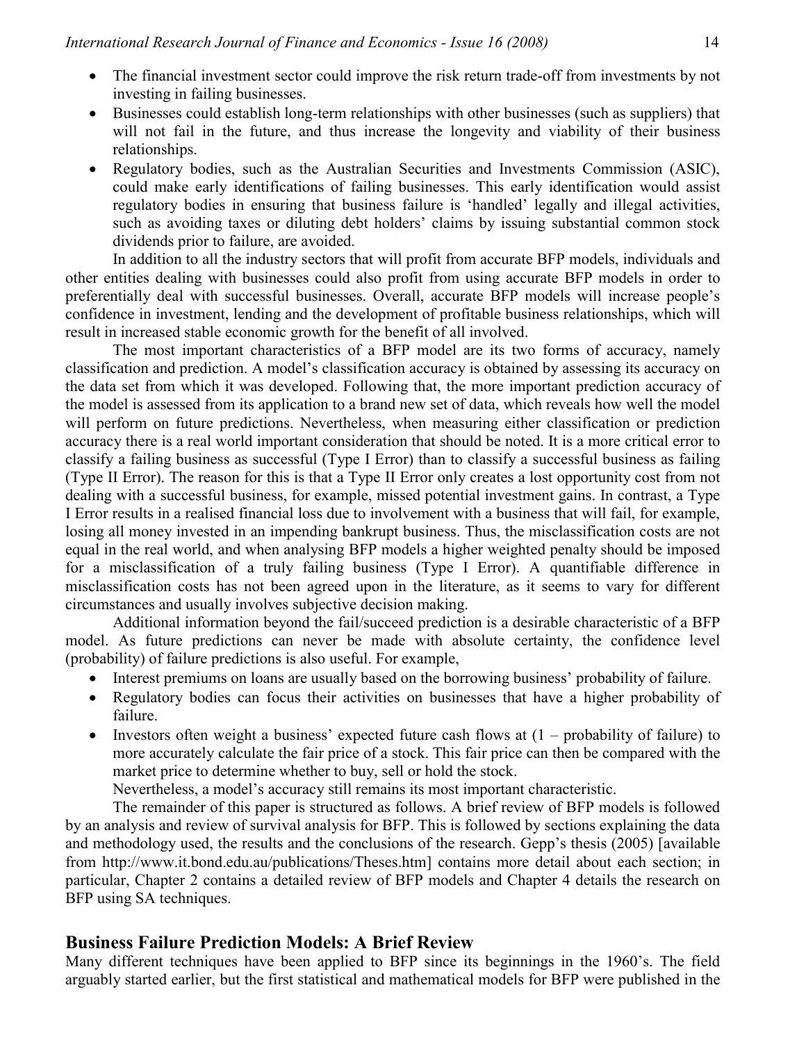- The financial investment sector could improve the risk return trade-off from investments by not investing in failing businesses.
- Businesses could establish long-term relationships with other businesses (such as suppliers) that will not fail in the future, and thus increase the longevity and viability of their business relationships.
- Regulatory bodies, such as the Australian Securities and Investments Commission (ASIC), could make early identifications of failing businesses. This early identification would assist regulatory bodies in ensuring that business failure is 'handled' legally and illegal activities, such as avoiding taxes or diluting debt holders' claims by issuing substantial common stock dividends prior to failure, are avoided.

In addition to all the industry sectors that will profit from accurate BFP models, individuals and other entities dealing with businesses could also profit from using accurate BFP models in order to preferentially deal with successful businesses. Overall, accurate BFP models will increase people's confidence in investment, lending and the development of profitable business relationships, which will result in increased stable economic growth for the benefit of all involved.

The most important characteristics of a BFP model are its two forms of accuracy, namely classification and prediction. A model's classification accuracy is obtained by assessing its accuracy on the data set from which it was developed. Following that, the more important prediction accuracy of the model is assessed from its application to a brand new set of data, which reveals how well the model will perform on future predictions. Nevertheless, when measuring either classification or prediction accuracy there is a real world important consideration that should be noted. It is a more critical error to classify a failing business as successful (Type I Error) than to classify a successful business as failing (Type II Error). The reason for this is that a Type II Error only creates a lost opportunity cost from not dealing with a successful business, for example, missed potential investment gains. In contrast, a Type I Error results in a realised financial loss due to involvement with a business that will fail, for example, losing all money invested in an impending bankrupt business. Thus, the misclassification costs are not equal in the real world, and when analysing BFP models a higher weighted penalty should be imposed for a misclassification of a truly failing business (Type I Error). A quantifiable difference in misclassification costs has not been agreed upon in the literature, as it seems to vary for different circumstances and usually involves subjective decision making.

Additional information beyond the fail/succeed prediction is a desirable characteristic of a BFP model. As future predictions can never be made with absolute certainty, the confidence level (probability) of failure predictions is also useful. For example,

- Interest premiums on loans are usually based on the borrowing business' probability of failure.
- Regulatory bodies can focus their activities on businesses that have a higher probability of failure.
- Investors often weight a business' expected future cash flows at (1 – probability of failure) to more accurately calculate the fair price of a stock. This fair price can then be compared with the market price to determine whether to buy, sell or hold the stock.

Nevertheless, a model's accuracy still remains its most important characteristic.

The remainder of this paper is structured as follows. A brief review of BFP models is followed by an analysis and review of survival analysis for BFP. This is followed by sections explaining the data and methodology used, the results and the conclusions of the research. Gepp's thesis (2005) [available from http://www.it.bond.edu.au/publications/Theses.htm] contains more detail about each section; in particular, Chapter 2 contains a detailed review of BFP models and Chapter 4 details the research on BFP using SA techniques.

## Business Failure Prediction Models: A Brief Review

Many different techniques have been applied to BFP since its beginnings in the 1960's. The field arguably started earlier, but the first statistical and mathematical models for BFP were published in the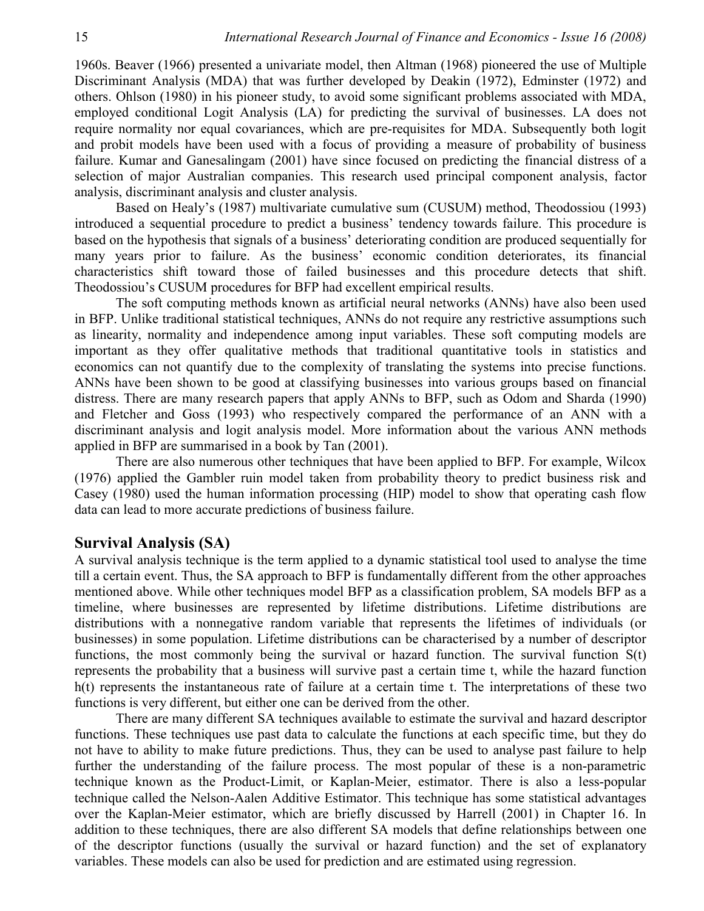1960s. Beaver (1966) presented a univariate model, then Altman (1968) pioneered the use of Multiple Discriminant Analysis (MDA) that was further developed by Deakin (1972), Edminster (1972) and others. Ohlson (1980) in his pioneer study, to avoid some significant problems associated with MDA, employed conditional Logit Analysis (LA) for predicting the survival of businesses. LA does not require normality nor equal covariances, which are pre-requisites for MDA. Subsequently both logit and probit models have been used with a focus of providing a measure of probability of business failure. Kumar and Ganesalingam (2001) have since focused on predicting the financial distress of a selection of major Australian companies. This research used principal component analysis, factor analysis, discriminant analysis and cluster analysis.

Based on Healy's (1987) multivariate cumulative sum (CUSUM) method, Theodossiou (1993) introduced a sequential procedure to predict a business' tendency towards failure. This procedure is based on the hypothesis that signals of a business' deteriorating condition are produced sequentially for many years prior to failure. As the business' economic condition deteriorates, its financial characteristics shift toward those of failed businesses and this procedure detects that shift. Theodossiou's CUSUM procedures for BFP had excellent empirical results.

The soft computing methods known as artificial neural networks (ANNs) have also been used in BFP. Unlike traditional statistical techniques, ANNs do not require any restrictive assumptions such as linearity, normality and independence among input variables. These soft computing models are important as they offer qualitative methods that traditional quantitative tools in statistics and economics can not quantify due to the complexity of translating the systems into precise functions. ANNs have been shown to be good at classifying businesses into various groups based on financial distress. There are many research papers that apply ANNs to BFP, such as Odom and Sharda (1990) and Fletcher and Goss (1993) who respectively compared the performance of an ANN with a discriminant analysis and logit analysis model. More information about the various ANN methods applied in BFP are summarised in a book by Tan (2001).

There are also numerous other techniques that have been applied to BFP. For example, Wilcox (1976) applied the Gambler ruin model taken from probability theory to predict business risk and Casey (1980) used the human information processing (HIP) model to show that operating cash flow data can lead to more accurate predictions of business failure.

## Survival Analysis (SA)

A survival analysis technique is the term applied to a dynamic statistical tool used to analyse the time till a certain event. Thus, the SA approach to BFP is fundamentally different from the other approaches mentioned above. While other techniques model BFP as a classification problem, SA models BFP as a timeline, where businesses are represented by lifetime distributions. Lifetime distributions are distributions with a nonnegative random variable that represents the lifetimes of individuals (or businesses) in some population. Lifetime distributions can be characterised by a number of descriptor functions, the most commonly being the survival or hazard function. The survival function $S(t)$ represents the probability that a business will survive past a certain time t, while the hazard function $h(t)$ represents the instantaneous rate of failure at a certain time t. The interpretations of these two functions is very different, but either one can be derived from the other.

There are many different SA techniques available to estimate the survival and hazard descriptor functions. These techniques use past data to calculate the functions at each specific time, but they do not have to ability to make future predictions. Thus, they can be used to analyse past failure to help further the understanding of the failure process. The most popular of these is a non-parametric technique known as the Product-Limit, or Kaplan-Meier, estimator. There is also a less-popular technique called the Nelson-Aalen Additive Estimator. This technique has some statistical advantages over the Kaplan-Meier estimator, which are briefly discussed by Harrell (2001) in Chapter 16. In addition to these techniques, there are also different SA models that define relationships between one of the descriptor functions (usually the survival or hazard function) and the set of explanatory variables. These models can also be used for prediction and are estimated using regression.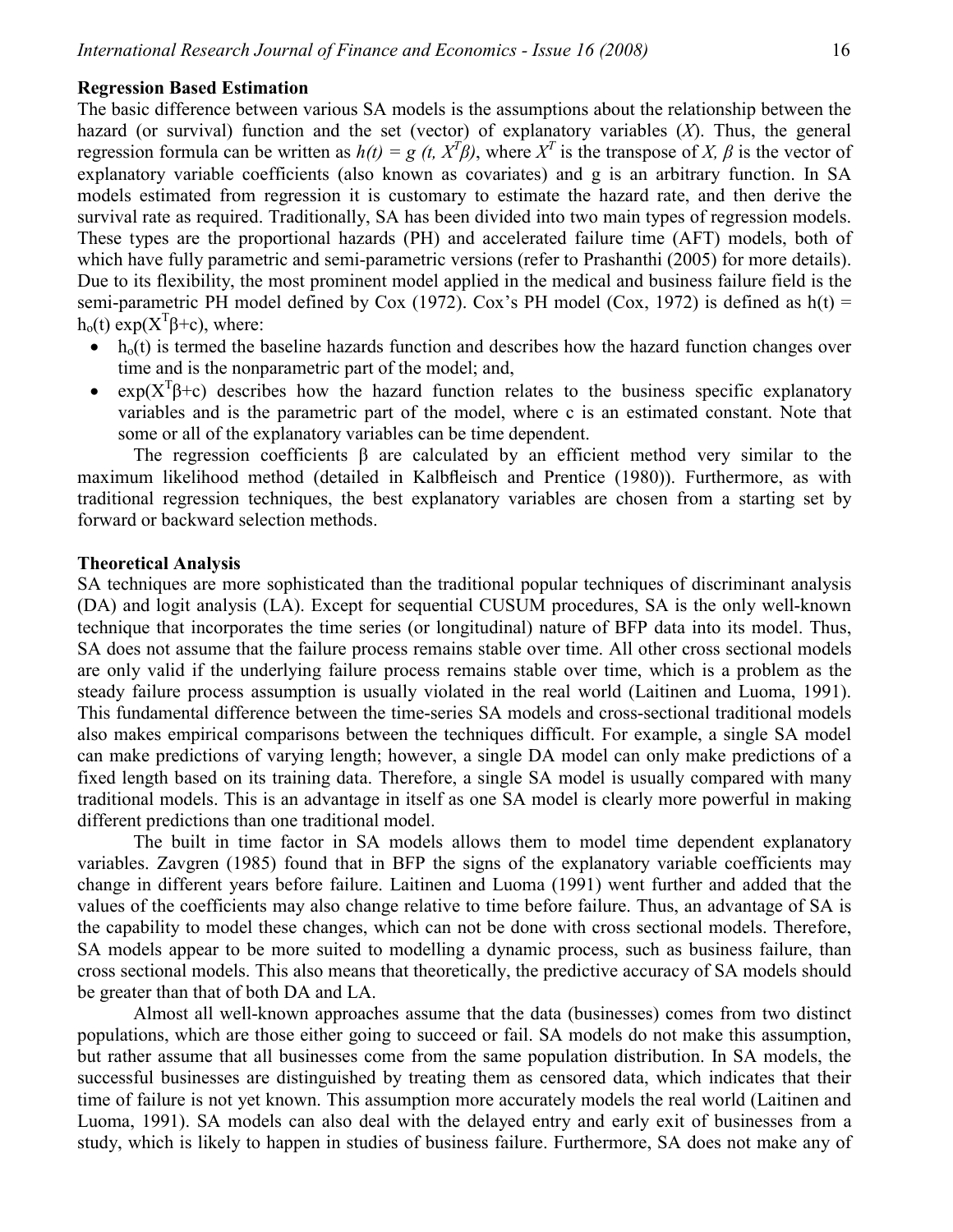**Regression Based Estimation**

The basic difference between various SA models is the assumptions about the relationship between the hazard (or survival) function and the set (vector) of explanatory variables (*X*). Thus, the general regression formula can be written as $h(t) = g(t, X^T\beta)$, where $X^T$ is the transpose of *X*, $\beta$ is the vector of explanatory variable coefficients (also known as covariates) and g is an arbitrary function. In SA models estimated from regression it is customary to estimate the hazard rate, and then derive the survival rate as required. Traditionally, SA has been divided into two main types of regression models. These types are the proportional hazards (PH) and accelerated failure time (AFT) models, both of which have fully parametric and semi-parametric versions (refer to Prashanthi (2005) for more details). Due to its flexibility, the most prominent model applied in the medical and business failure field is the semi-parametric PH model defined by Cox (1972). Cox's PH model (Cox, 1972) is defined as $h(t) = h_o(t)\exp(X^T\beta+c)$, where:

- $h_o(t)$ is termed the baseline hazards function and describes how the hazard function changes over time and is the nonparametric part of the model; and,
- $\exp(X^T\beta+c)$ describes how the hazard function relates to the business specific explanatory variables and is the parametric part of the model, where c is an estimated constant. Note that some or all of the explanatory variables can be time dependent.

The regression coefficients β are calculated by an efficient method very similar to the maximum likelihood method (detailed in Kalbfleisch and Prentice (1980)). Furthermore, as with traditional regression techniques, the best explanatory variables are chosen from a starting set by forward or backward selection methods.

**Theoretical Analysis**

SA techniques are more sophisticated than the traditional popular techniques of discriminant analysis (DA) and logit analysis (LA). Except for sequential CUSUM procedures, SA is the only well-known technique that incorporates the time series (or longitudinal) nature of BFP data into its model. Thus, SA does not assume that the failure process remains stable over time. All other cross sectional models are only valid if the underlying failure process remains stable over time, which is a problem as the steady failure process assumption is usually violated in the real world (Laitinen and Luoma, 1991). This fundamental difference between the time-series SA models and cross-sectional traditional models also makes empirical comparisons between the techniques difficult. For example, a single SA model can make predictions of varying length; however, a single DA model can only make predictions of a fixed length based on its training data. Therefore, a single SA model is usually compared with many traditional models. This is an advantage in itself as one SA model is clearly more powerful in making different predictions than one traditional model.

The built in time factor in SA models allows them to model time dependent explanatory variables. Zavgren (1985) found that in BFP the signs of the explanatory variable coefficients may change in different years before failure. Laitinen and Luoma (1991) went further and added that the values of the coefficients may also change relative to time before failure. Thus, an advantage of SA is the capability to model these changes, which can not be done with cross sectional models. Therefore, SA models appear to be more suited to modelling a dynamic process, such as business failure, than cross sectional models. This also means that theoretically, the predictive accuracy of SA models should be greater than that of both DA and LA.

Almost all well-known approaches assume that the data (businesses) comes from two distinct populations, which are those either going to succeed or fail. SA models do not make this assumption, but rather assume that all businesses come from the same population distribution. In SA models, the successful businesses are distinguished by treating them as censored data, which indicates that their time of failure is not yet known. This assumption more accurately models the real world (Laitinen and Luoma, 1991). SA models can also deal with the delayed entry and early exit of businesses from a study, which is likely to happen in studies of business failure. Furthermore, SA does not make any of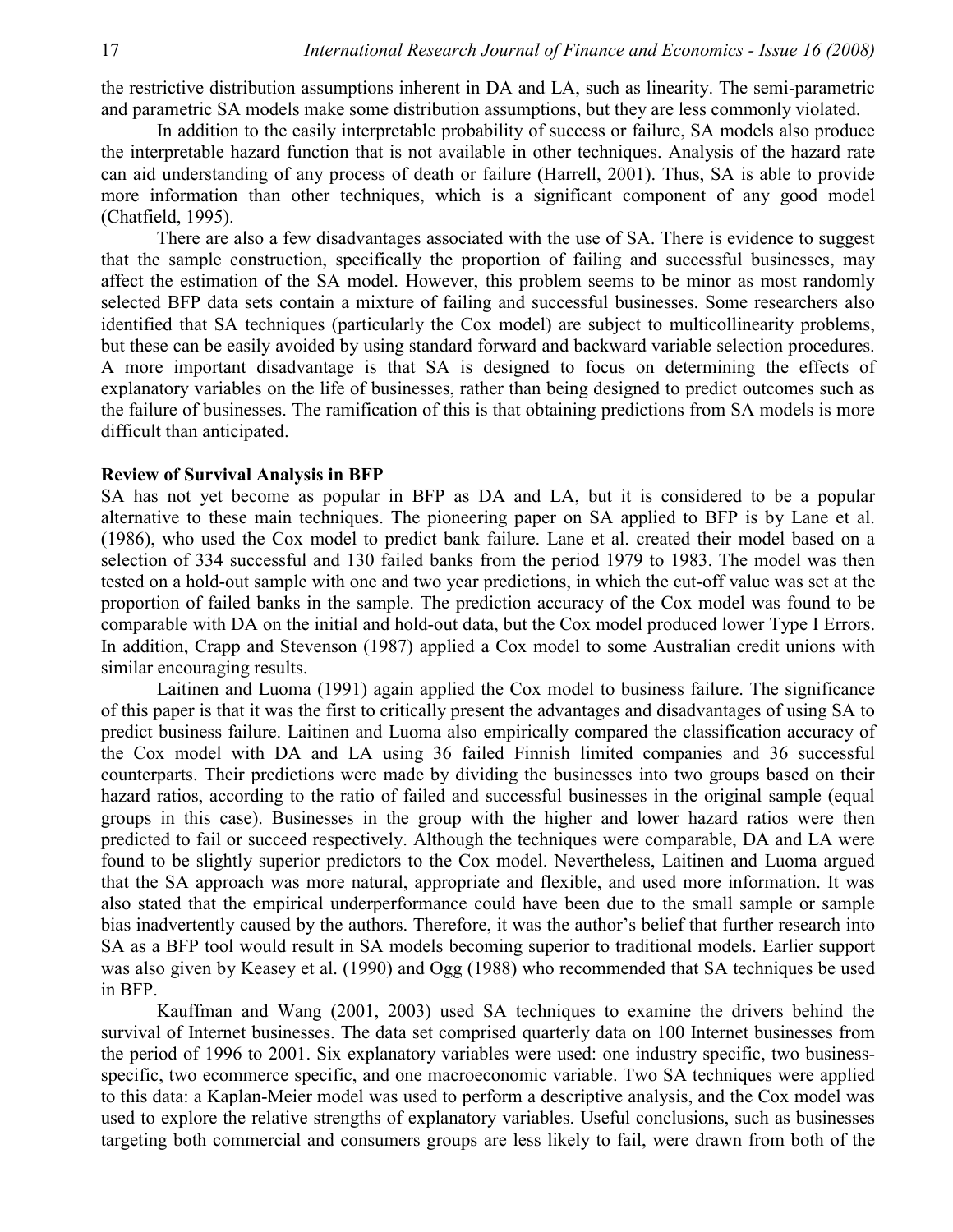the restrictive distribution assumptions inherent in DA and LA, such as linearity. The semi-parametric and parametric SA models make some distribution assumptions, but they are less commonly violated.

In addition to the easily interpretable probability of success or failure, SA models also produce the interpretable hazard function that is not available in other techniques. Analysis of the hazard rate can aid understanding of any process of death or failure (Harrell, 2001). Thus, SA is able to provide more information than other techniques, which is a significant component of any good model (Chatfield, 1995).

There are also a few disadvantages associated with the use of SA. There is evidence to suggest that the sample construction, specifically the proportion of failing and successful businesses, may affect the estimation of the SA model. However, this problem seems to be minor as most randomly selected BFP data sets contain a mixture of failing and successful businesses. Some researchers also identified that SA techniques (particularly the Cox model) are subject to multicollinearity problems, but these can be easily avoided by using standard forward and backward variable selection procedures. A more important disadvantage is that SA is designed to focus on determining the effects of explanatory variables on the life of businesses, rather than being designed to predict outcomes such as the failure of businesses. The ramification of this is that obtaining predictions from SA models is more difficult than anticipated.

**Review of Survival Analysis in BFP**

SA has not yet become as popular in BFP as DA and LA, but it is considered to be a popular alternative to these main techniques. The pioneering paper on SA applied to BFP is by Lane et al. (1986), who used the Cox model to predict bank failure. Lane et al. created their model based on a selection of 334 successful and 130 failed banks from the period 1979 to 1983. The model was then tested on a hold-out sample with one and two year predictions, in which the cut-off value was set at the proportion of failed banks in the sample. The prediction accuracy of the Cox model was found to be comparable with DA on the initial and hold-out data, but the Cox model produced lower Type I Errors. In addition, Crapp and Stevenson (1987) applied a Cox model to some Australian credit unions with similar encouraging results.

Laitinen and Luoma (1991) again applied the Cox model to business failure. The significance of this paper is that it was the first to critically present the advantages and disadvantages of using SA to predict business failure. Laitinen and Luoma also empirically compared the classification accuracy of the Cox model with DA and LA using 36 failed Finnish limited companies and 36 successful counterparts. Their predictions were made by dividing the businesses into two groups based on their hazard ratios, according to the ratio of failed and successful businesses in the original sample (equal groups in this case). Businesses in the group with the higher and lower hazard ratios were then predicted to fail or succeed respectively. Although the techniques were comparable, DA and LA were found to be slightly superior predictors to the Cox model. Nevertheless, Laitinen and Luoma argued that the SA approach was more natural, appropriate and flexible, and used more information. It was also stated that the empirical underperformance could have been due to the small sample or sample bias inadvertently caused by the authors. Therefore, it was the author's belief that further research into SA as a BFP tool would result in SA models becoming superior to traditional models. Earlier support was also given by Keasey et al. (1990) and Ogg (1988) who recommended that SA techniques be used in BFP.

Kauffman and Wang (2001, 2003) used SA techniques to examine the drivers behind the survival of Internet businesses. The data set comprised quarterly data on 100 Internet businesses from the period of 1996 to 2001. Six explanatory variables were used: one industry specific, two business-specific, two ecommerce specific, and one macroeconomic variable. Two SA techniques were applied to this data: a Kaplan-Meier model was used to perform a descriptive analysis, and the Cox model was used to explore the relative strengths of explanatory variables. Useful conclusions, such as businesses targeting both commercial and consumers groups are less likely to fail, were drawn from both of the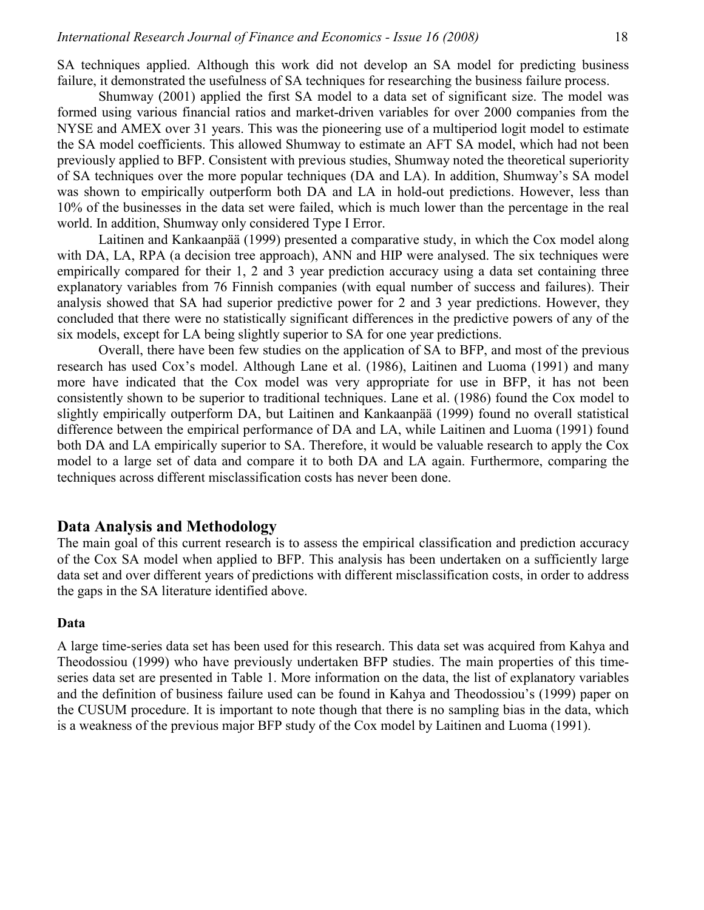SA techniques applied. Although this work did not develop an SA model for predicting business failure, it demonstrated the usefulness of SA techniques for researching the business failure process.

Shumway (2001) applied the first SA model to a data set of significant size. The model was formed using various financial ratios and market-driven variables for over 2000 companies from the NYSE and AMEX over 31 years. This was the pioneering use of a multiperiod logit model to estimate the SA model coefficients. This allowed Shumway to estimate an AFT SA model, which had not been previously applied to BFP. Consistent with previous studies, Shumway noted the theoretical superiority of SA techniques over the more popular techniques (DA and LA). In addition, Shumway's SA model was shown to empirically outperform both DA and LA in hold-out predictions. However, less than 10% of the businesses in the data set were failed, which is much lower than the percentage in the real world. In addition, Shumway only considered Type I Error.

Laitinen and Kankaanpää (1999) presented a comparative study, in which the Cox model along with DA, LA, RPA (a decision tree approach), ANN and HIP were analysed. The six techniques were empirically compared for their 1, 2 and 3 year prediction accuracy using a data set containing three explanatory variables from 76 Finnish companies (with equal number of success and failures). Their analysis showed that SA had superior predictive power for 2 and 3 year predictions. However, they concluded that there were no statistically significant differences in the predictive powers of any of the six models, except for LA being slightly superior to SA for one year predictions.

Overall, there have been few studies on the application of SA to BFP, and most of the previous research has used Cox's model. Although Lane et al. (1986), Laitinen and Luoma (1991) and many more have indicated that the Cox model was very appropriate for use in BFP, it has not been consistently shown to be superior to traditional techniques. Lane et al. (1986) found the Cox model to slightly empirically outperform DA, but Laitinen and Kankaanpää (1999) found no overall statistical difference between the empirical performance of DA and LA, while Laitinen and Luoma (1991) found both DA and LA empirically superior to SA. Therefore, it would be valuable research to apply the Cox model to a large set of data and compare it to both DA and LA again. Furthermore, comparing the techniques across different misclassification costs has never been done.

## Data Analysis and Methodology

The main goal of this current research is to assess the empirical classification and prediction accuracy of the Cox SA model when applied to BFP. This analysis has been undertaken on a sufficiently large data set and over different years of predictions with different misclassification costs, in order to address the gaps in the SA literature identified above.

### Data

A large time-series data set has been used for this research. This data set was acquired from Kahya and Theodossiou (1999) who have previously undertaken BFP studies. The main properties of this time-series data set are presented in Table 1. More information on the data, the list of explanatory variables and the definition of business failure used can be found in Kahya and Theodossiou's (1999) paper on the CUSUM procedure. It is important to note though that there is no sampling bias in the data, which is a weakness of the previous major BFP study of the Cox model by Laitinen and Luoma (1991).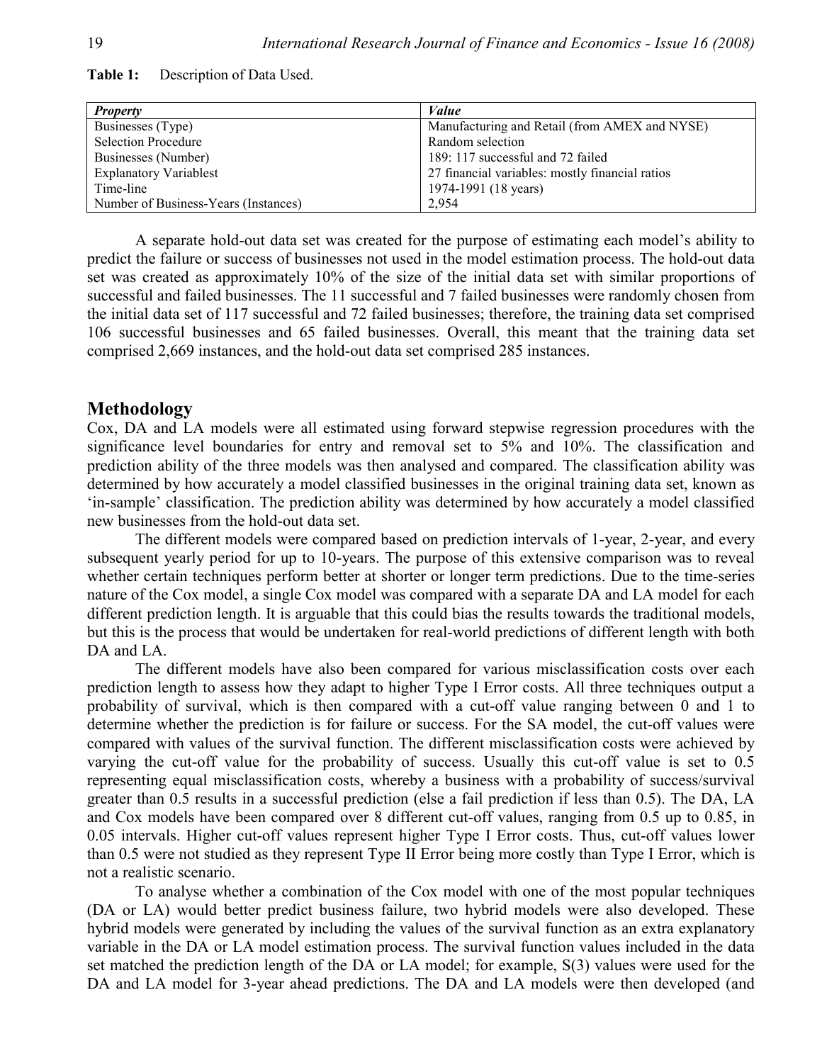**Table 1:** Description of Data Used.

| *Property* | *Value* |
| --- | --- |
| Businesses (Type) | Manufacturing and Retail (from AMEX and NYSE) |
| Selection Procedure | Random selection |
| Businesses (Number) | 189: 117 successful and 72 failed |
| Explanatory Variablest | 27 financial variables: mostly financial ratios |
| Time-line | 1974-1991 (18 years) |
| Number of Business-Years (Instances) | 2,954 |

A separate hold-out data set was created for the purpose of estimating each model's ability to predict the failure or success of businesses not used in the model estimation process. The hold-out data set was created as approximately 10% of the size of the initial data set with similar proportions of successful and failed businesses. The 11 successful and 7 failed businesses were randomly chosen from the initial data set of 117 successful and 72 failed businesses; therefore, the training data set comprised 106 successful businesses and 65 failed businesses. Overall, this meant that the training data set comprised 2,669 instances, and the hold-out data set comprised 285 instances.

## Methodology

Cox, DA and LA models were all estimated using forward stepwise regression procedures with the significance level boundaries for entry and removal set to 5% and 10%. The classification and prediction ability of the three models was then analysed and compared. The classification ability was determined by how accurately a model classified businesses in the original training data set, known as 'in-sample' classification. The prediction ability was determined by how accurately a model classified new businesses from the hold-out data set.

The different models were compared based on prediction intervals of 1-year, 2-year, and every subsequent yearly period for up to 10-years. The purpose of this extensive comparison was to reveal whether certain techniques perform better at shorter or longer term predictions. Due to the time-series nature of the Cox model, a single Cox model was compared with a separate DA and LA model for each different prediction length. It is arguable that this could bias the results towards the traditional models, but this is the process that would be undertaken for real-world predictions of different length with both DA and LA.

The different models have also been compared for various misclassification costs over each prediction length to assess how they adapt to higher Type I Error costs. All three techniques output a probability of survival, which is then compared with a cut-off value ranging between 0 and 1 to determine whether the prediction is for failure or success. For the SA model, the cut-off values were compared with values of the survival function. The different misclassification costs were achieved by varying the cut-off value for the probability of success. Usually this cut-off value is set to 0.5 representing equal misclassification costs, whereby a business with a probability of success/survival greater than 0.5 results in a successful prediction (else a fail prediction if less than 0.5). The DA, LA and Cox models have been compared over 8 different cut-off values, ranging from 0.5 up to 0.85, in 0.05 intervals. Higher cut-off values represent higher Type I Error costs. Thus, cut-off values lower than 0.5 were not studied as they represent Type II Error being more costly than Type I Error, which is not a realistic scenario.

To analyse whether a combination of the Cox model with one of the most popular techniques (DA or LA) would better predict business failure, two hybrid models were also developed. These hybrid models were generated by including the values of the survival function as an extra explanatory variable in the DA or LA model estimation process. The survival function values included in the data set matched the prediction length of the DA or LA model; for example, $S(3)$ values were used for the DA and LA model for 3-year ahead predictions. The DA and LA models were then developed (and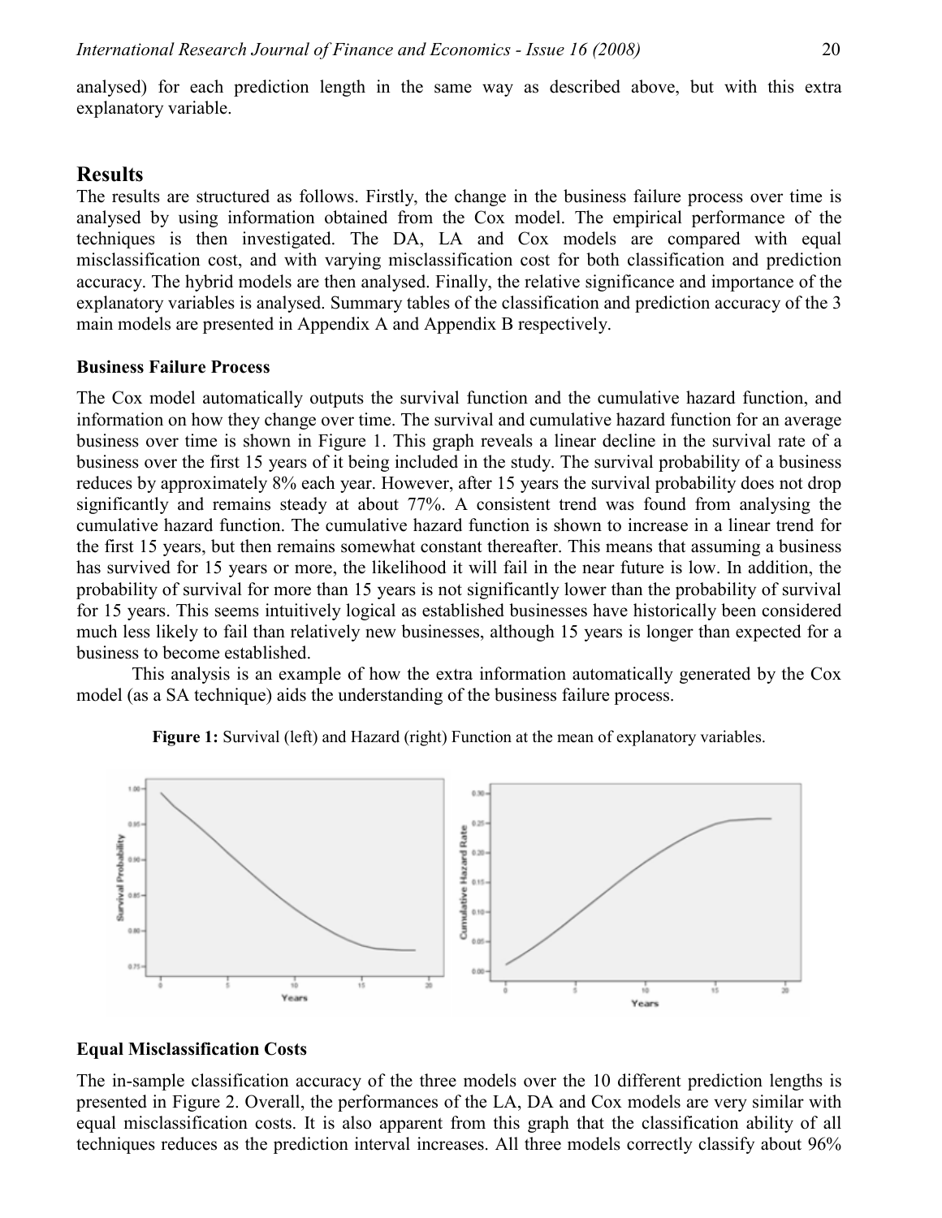analysed) for each prediction length in the same way as described above, but with this extra explanatory variable.

## Results

The results are structured as follows. Firstly, the change in the business failure process over time is analysed by using information obtained from the Cox model. The empirical performance of the techniques is then investigated. The DA, LA and Cox models are compared with equal misclassification cost, and with varying misclassification cost for both classification and prediction accuracy. The hybrid models are then analysed. Finally, the relative significance and importance of the explanatory variables is analysed. Summary tables of the classification and prediction accuracy of the 3 main models are presented in Appendix A and Appendix B respectively.

### Business Failure Process

The Cox model automatically outputs the survival function and the cumulative hazard function, and information on how they change over time. The survival and cumulative hazard function for an average business over time is shown in Figure 1. This graph reveals a linear decline in the survival rate of a business over the first 15 years of it being included in the study. The survival probability of a business reduces by approximately 8% each year. However, after 15 years the survival probability does not drop significantly and remains steady at about 77%. A consistent trend was found from analysing the cumulative hazard function. The cumulative hazard function is shown to increase in a linear trend for the first 15 years, but then remains somewhat constant thereafter. This means that assuming a business has survived for 15 years or more, the likelihood it will fail in the near future is low. In addition, the probability of survival for more than 15 years is not significantly lower than the probability of survival for 15 years. This seems intuitively logical as established businesses have historically been considered much less likely to fail than relatively new businesses, although 15 years is longer than expected for a business to become established.

This analysis is an example of how the extra information automatically generated by the Cox model (as a SA technique) aids the understanding of the business failure process.

**Figure 1:** Survival (left) and Hazard (right) Function at the mean of explanatory variables.

### Equal Misclassification Costs

The in-sample classification accuracy of the three models over the 10 different prediction lengths is presented in Figure 2. Overall, the performances of the LA, DA and Cox models are very similar with equal misclassification costs. It is also apparent from this graph that the classification ability of all techniques reduces as the prediction interval increases. All three models correctly classify about 96%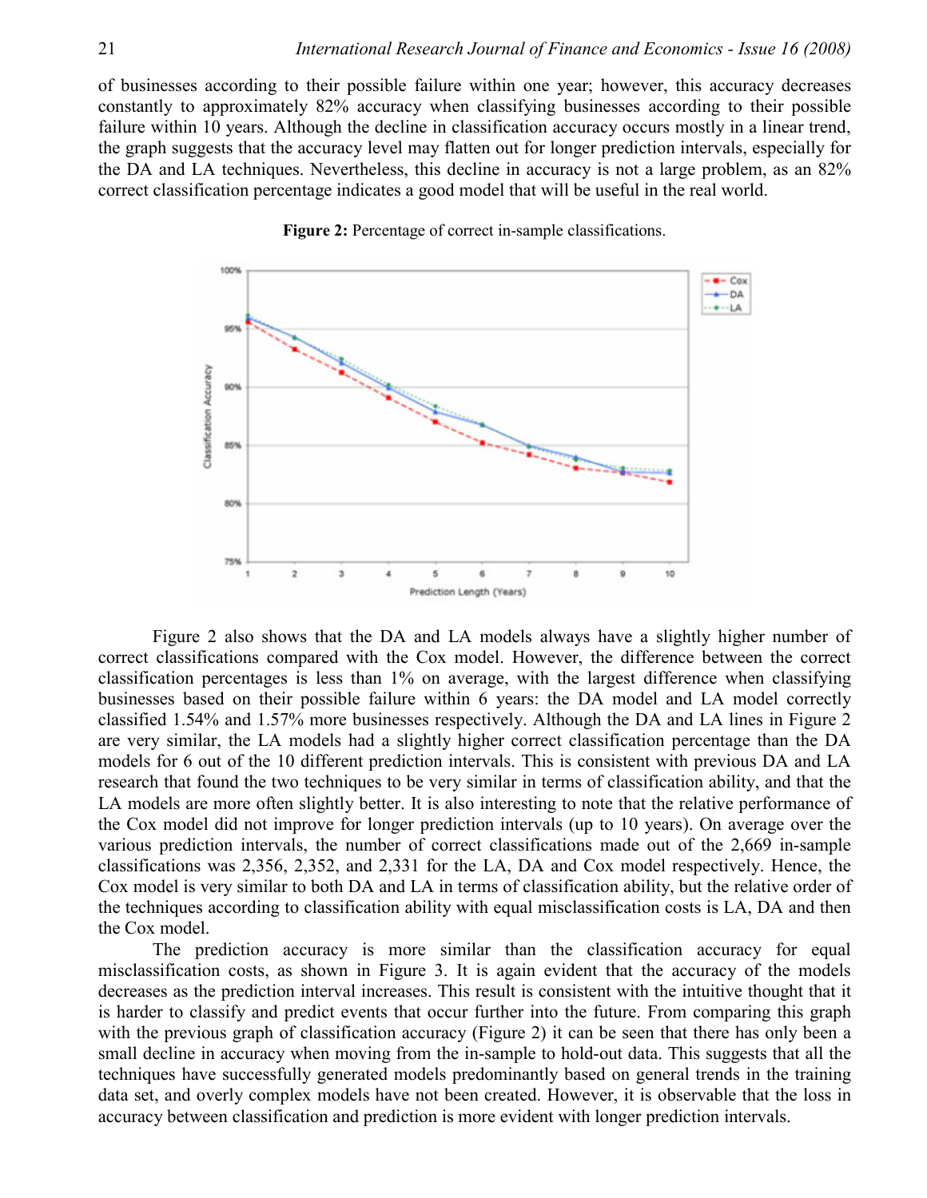of businesses according to their possible failure within one year; however, this accuracy decreases constantly to approximately 82% accuracy when classifying businesses according to their possible failure within 10 years. Although the decline in classification accuracy occurs mostly in a linear trend, the graph suggests that the accuracy level may flatten out for longer prediction intervals, especially for the DA and LA techniques. Nevertheless, this decline in accuracy is not a large problem, as an 82% correct classification percentage indicates a good model that will be useful in the real world.

**Figure 2:** Percentage of correct in-sample classifications.

Figure 2 also shows that the DA and LA models always have a slightly higher number of correct classifications compared with the Cox model. However, the difference between the correct classification percentages is less than 1% on average, with the largest difference when classifying businesses based on their possible failure within 6 years: the DA model and LA model correctly classified 1.54% and 1.57% more businesses respectively. Although the DA and LA lines in Figure 2 are very similar, the LA models had a slightly higher correct classification percentage than the DA models for 6 out of the 10 different prediction intervals. This is consistent with previous DA and LA research that found the two techniques to be very similar in terms of classification ability, and that the LA models are more often slightly better. It is also interesting to note that the relative performance of the Cox model did not improve for longer prediction intervals (up to 10 years). On average over the various prediction intervals, the number of correct classifications made out of the 2,669 in-sample classifications was 2,356, 2,352, and 2,331 for the LA, DA and Cox model respectively. Hence, the Cox model is very similar to both DA and LA in terms of classification ability, but the relative order of the techniques according to classification ability with equal misclassification costs is LA, DA and then the Cox model.

The prediction accuracy is more similar than the classification accuracy for equal misclassification costs, as shown in Figure 3. It is again evident that the accuracy of the models decreases as the prediction interval increases. This result is consistent with the intuitive thought that it is harder to classify and predict events that occur further into the future. From comparing this graph with the previous graph of classification accuracy (Figure 2) it can be seen that there has only been a small decline in accuracy when moving from the in-sample to hold-out data. This suggests that all the techniques have successfully generated models predominantly based on general trends in the training data set, and overly complex models have not been created. However, it is observable that the loss in accuracy between classification and prediction is more evident with longer prediction intervals.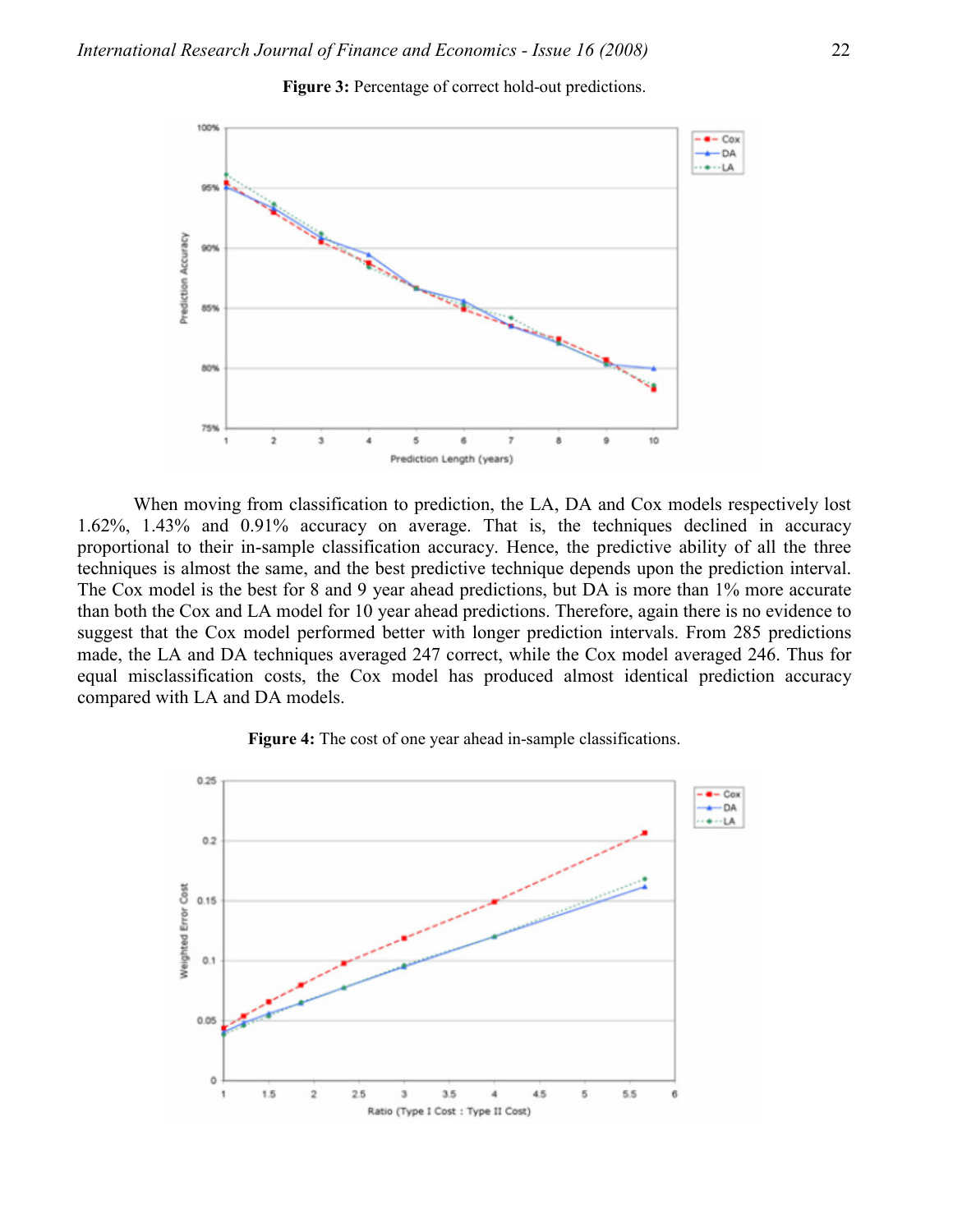**Figure 3:** Percentage of correct hold-out predictions.

When moving from classification to prediction, the LA, DA and Cox models respectively lost 1.62%, 1.43% and 0.91% accuracy on average. That is, the techniques declined in accuracy proportional to their in-sample classification accuracy. Hence, the predictive ability of all the three techniques is almost the same, and the best predictive technique depends upon the prediction interval. The Cox model is the best for 8 and 9 year ahead predictions, but DA is more than 1% more accurate than both the Cox and LA model for 10 year ahead predictions. Therefore, again there is no evidence to suggest that the Cox model performed better with longer prediction intervals. From 285 predictions made, the LA and DA techniques averaged 247 correct, while the Cox model averaged 246. Thus for equal misclassification costs, the Cox model has produced almost identical prediction accuracy compared with LA and DA models.

**Figure 4:** The cost of one year ahead in-sample classifications.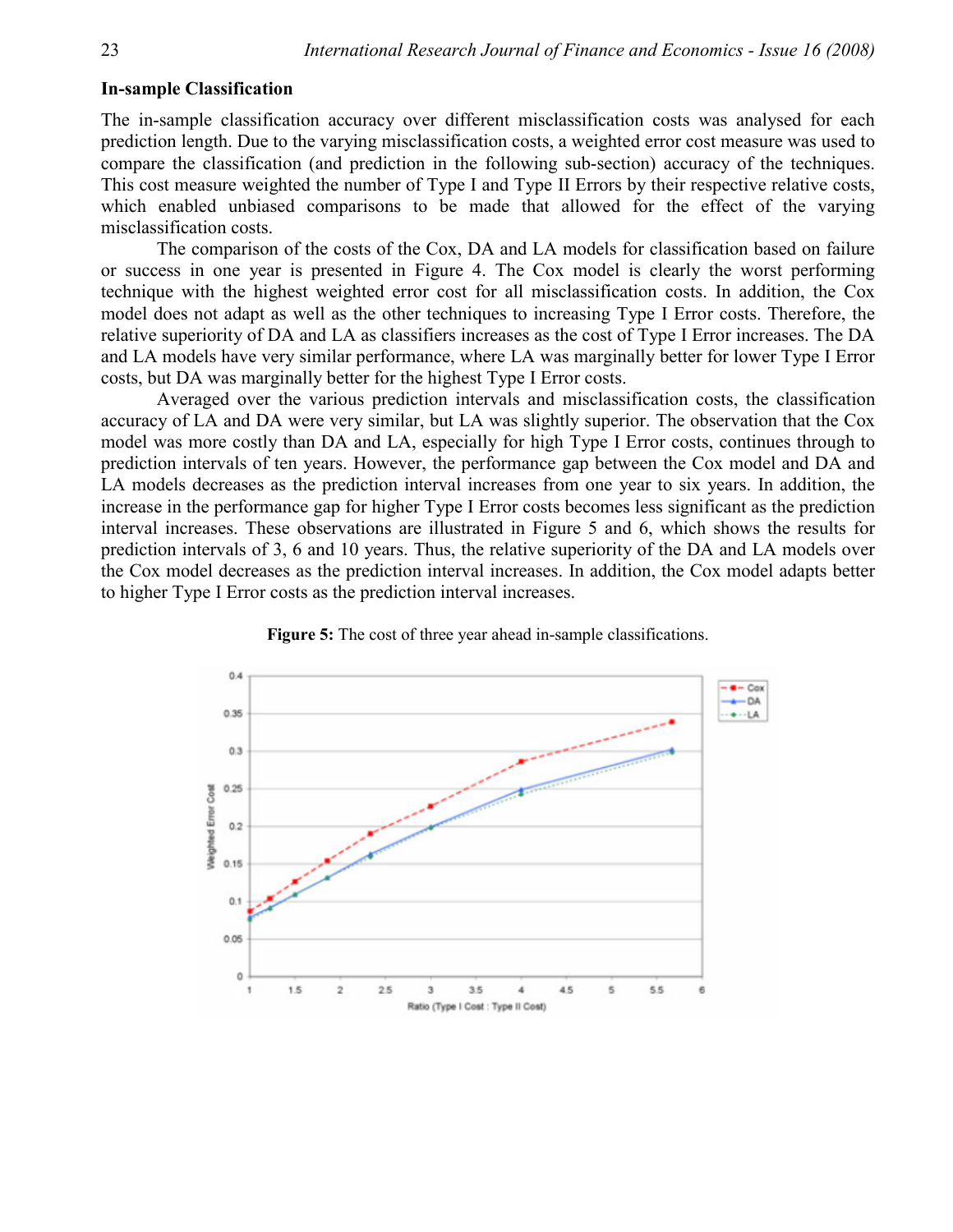### In-sample Classification

The in-sample classification accuracy over different misclassification costs was analysed for each prediction length. Due to the varying misclassification costs, a weighted error cost measure was used to compare the classification (and prediction in the following sub-section) accuracy of the techniques. This cost measure weighted the number of Type I and Type II Errors by their respective relative costs, which enabled unbiased comparisons to be made that allowed for the effect of the varying misclassification costs.

The comparison of the costs of the Cox, DA and LA models for classification based on failure or success in one year is presented in Figure 4. The Cox model is clearly the worst performing technique with the highest weighted error cost for all misclassification costs. In addition, the Cox model does not adapt as well as the other techniques to increasing Type I Error costs. Therefore, the relative superiority of DA and LA as classifiers increases as the cost of Type I Error increases. The DA and LA models have very similar performance, where LA was marginally better for lower Type I Error costs, but DA was marginally better for the highest Type I Error costs.

Averaged over the various prediction intervals and misclassification costs, the classification accuracy of LA and DA were very similar, but LA was slightly superior. The observation that the Cox model was more costly than DA and LA, especially for high Type I Error costs, continues through to prediction intervals of ten years. However, the performance gap between the Cox model and DA and LA models decreases as the prediction interval increases from one year to six years. In addition, the increase in the performance gap for higher Type I Error costs becomes less significant as the prediction interval increases. These observations are illustrated in Figure 5 and 6, which shows the results for prediction intervals of 3, 6 and 10 years. Thus, the relative superiority of the DA and LA models over the Cox model decreases as the prediction interval increases. In addition, the Cox model adapts better to higher Type I Error costs as the prediction interval increases.

**Figure 5:** The cost of three year ahead in-sample classifications.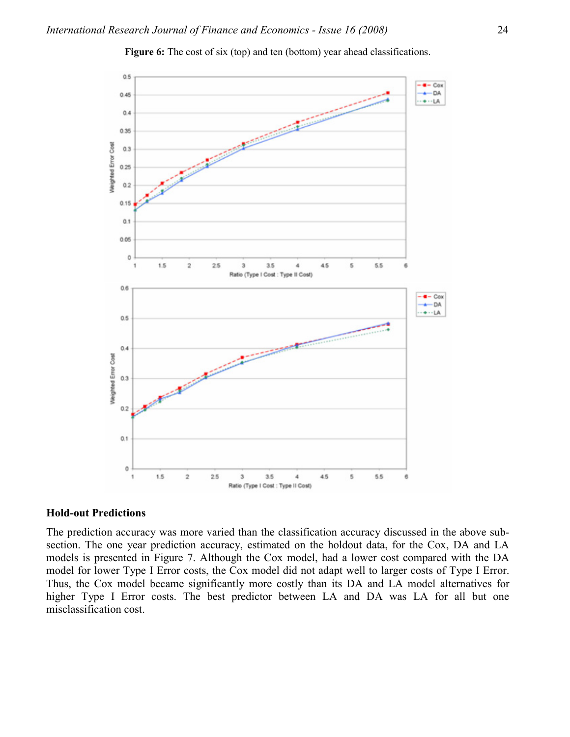**Figure 6:** The cost of six (top) and ten (bottom) year ahead classifications.

**Hold-out Predictions**

The prediction accuracy was more varied than the classification accuracy discussed in the above sub-section. The one year prediction accuracy, estimated on the holdout data, for the Cox, DA and LA models is presented in Figure 7. Although the Cox model, had a lower cost compared with the DA model for lower Type I Error costs, the Cox model did not adapt well to larger costs of Type I Error. Thus, the Cox model became significantly more costly than its DA and LA model alternatives for higher Type I Error costs. The best predictor between LA and DA was LA for all but one misclassification cost.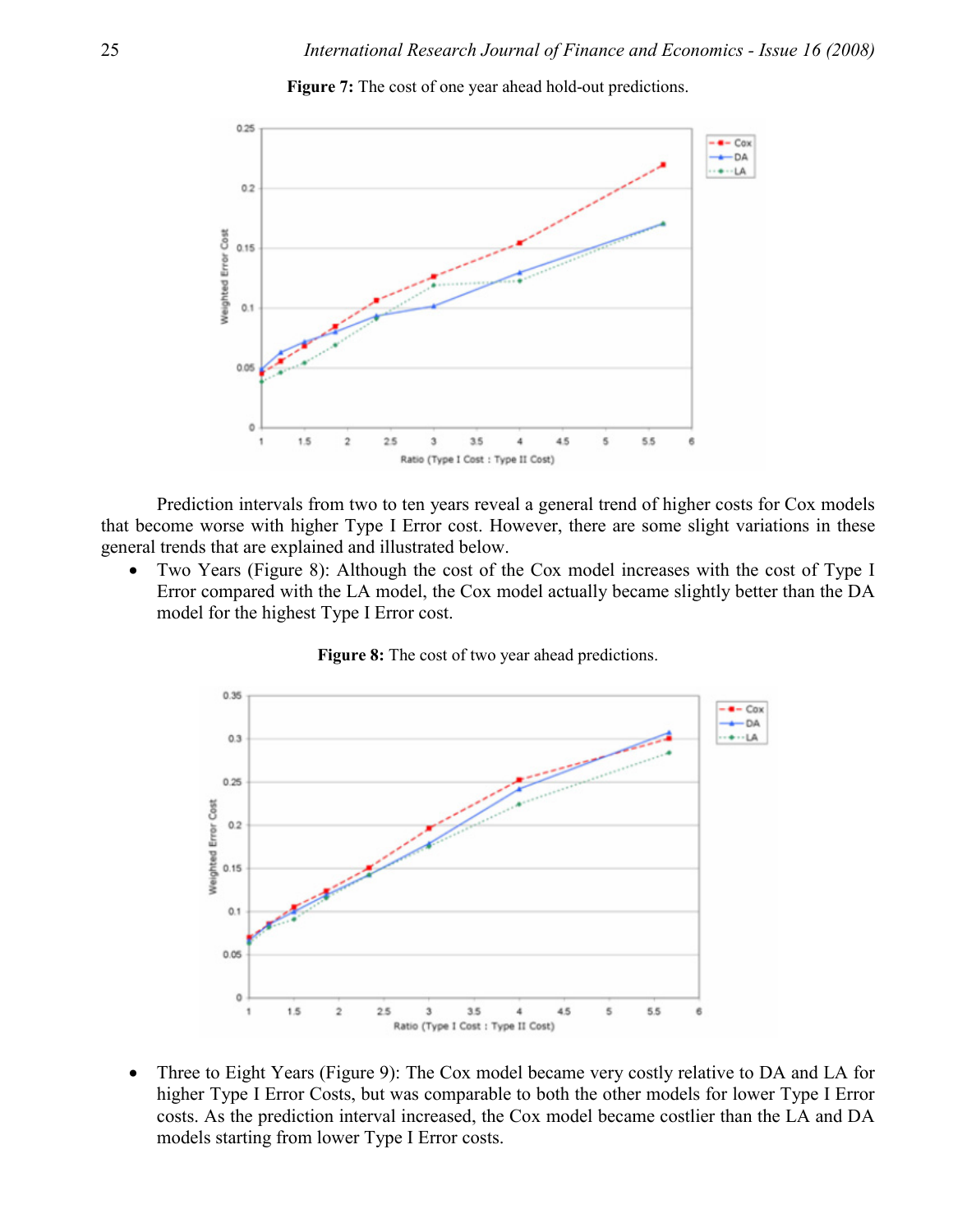**Figure 7:** The cost of one year ahead hold-out predictions.

Prediction intervals from two to ten years reveal a general trend of higher costs for Cox models that become worse with higher Type I Error cost. However, there are some slight variations in these general trends that are explained and illustrated below.

- Two Years (Figure 8): Although the cost of the Cox model increases with the cost of Type I Error compared with the LA model, the Cox model actually became slightly better than the DA model for the highest Type I Error cost.

**Figure 8:** The cost of two year ahead predictions.

- Three to Eight Years (Figure 9): The Cox model became very costly relative to DA and LA for higher Type I Error Costs, but was comparable to both the other models for lower Type I Error costs. As the prediction interval increased, the Cox model became costlier than the LA and DA models starting from lower Type I Error costs.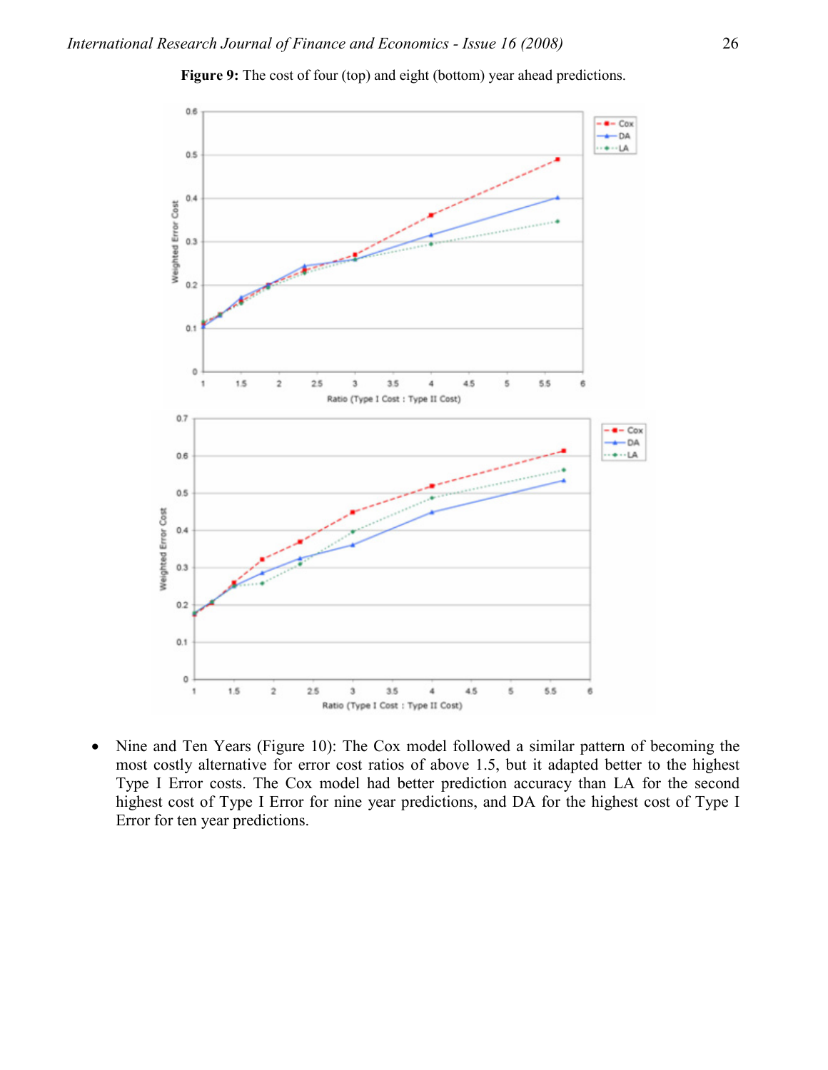**Figure 9:** The cost of four (top) and eight (bottom) year ahead predictions.

- Nine and Ten Years (Figure 10): The Cox model followed a similar pattern of becoming the most costly alternative for error cost ratios of above 1.5, but it adapted better to the highest Type I Error costs. The Cox model had better prediction accuracy than LA for the second highest cost of Type I Error for nine year predictions, and DA for the highest cost of Type I Error for ten year predictions.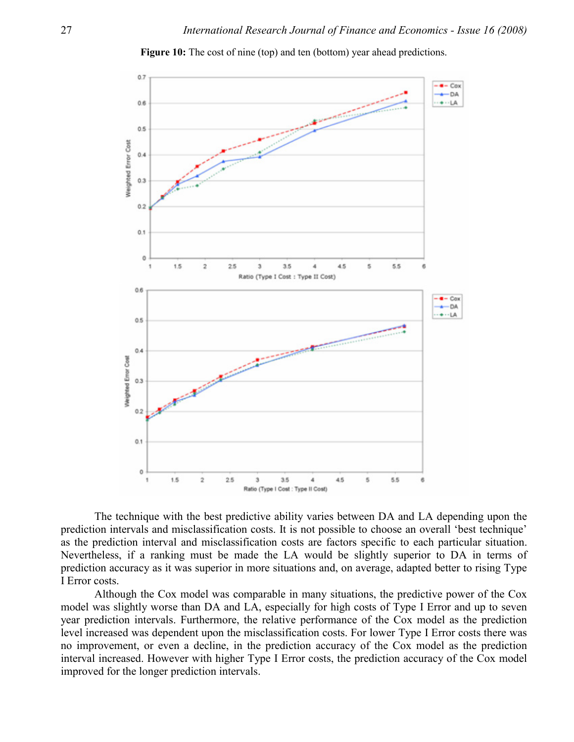**Figure 10:** The cost of nine (top) and ten (bottom) year ahead predictions.

The technique with the best predictive ability varies between DA and LA depending upon the prediction intervals and misclassification costs. It is not possible to choose an overall 'best technique' as the prediction interval and misclassification costs are factors specific to each particular situation. Nevertheless, if a ranking must be made the LA would be slightly superior to DA in terms of prediction accuracy as it was superior in more situations and, on average, adapted better to rising Type I Error costs.

Although the Cox model was comparable in many situations, the predictive power of the Cox model was slightly worse than DA and LA, especially for high costs of Type I Error and up to seven year prediction intervals. Furthermore, the relative performance of the Cox model as the prediction level increased was dependent upon the misclassification costs. For lower Type I Error costs there was no improvement, or even a decline, in the prediction accuracy of the Cox model as the prediction interval increased. However with higher Type I Error costs, the prediction accuracy of the Cox model improved for the longer prediction intervals.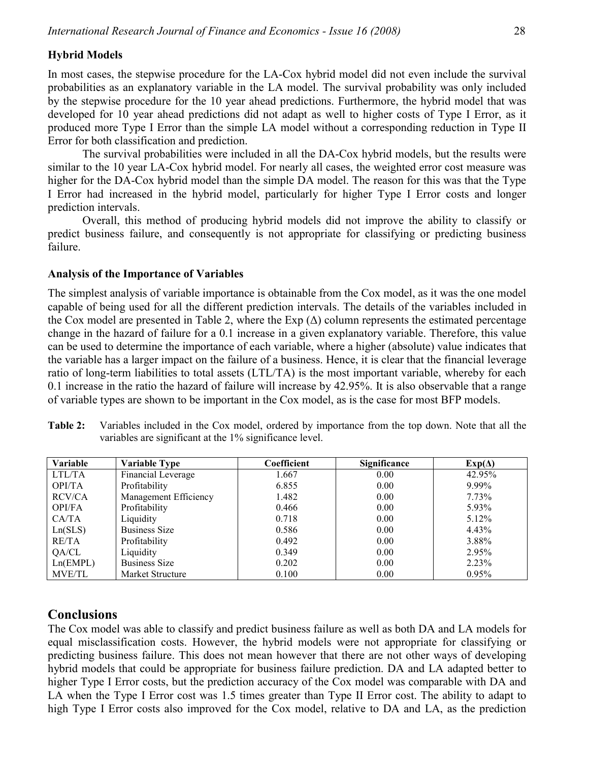### Hybrid Models

In most cases, the stepwise procedure for the LA-Cox hybrid model did not even include the survival probabilities as an explanatory variable in the LA model. The survival probability was only included by the stepwise procedure for the 10 year ahead predictions. Furthermore, the hybrid model that was developed for 10 year ahead predictions did not adapt as well to higher costs of Type I Error, as it produced more Type I Error than the simple LA model without a corresponding reduction in Type II Error for both classification and prediction.

The survival probabilities were included in all the DA-Cox hybrid models, but the results were similar to the 10 year LA-Cox hybrid model. For nearly all cases, the weighted error cost measure was higher for the DA-Cox hybrid model than the simple DA model. The reason for this was that the Type I Error had increased in the hybrid model, particularly for higher Type I Error costs and longer prediction intervals.

Overall, this method of producing hybrid models did not improve the ability to classify or predict business failure, and consequently is not appropriate for classifying or predicting business failure.

### Analysis of the Importance of Variables

The simplest analysis of variable importance is obtainable from the Cox model, as it was the one model capable of being used for all the different prediction intervals. The details of the variables included in the Cox model are presented in Table 2, where the Exp ($\Delta$) column represents the estimated percentage change in the hazard of failure for a 0.1 increase in a given explanatory variable. Therefore, this value can be used to determine the importance of each variable, where a higher (absolute) value indicates that the variable has a larger impact on the failure of a business. Hence, it is clear that the financial leverage ratio of long-term liabilities to total assets (LTL/TA) is the most important variable, whereby for each 0.1 increase in the ratio the hazard of failure will increase by 42.95%. It is also observable that a range of variable types are shown to be important in the Cox model, as is the case for most BFP models.

**Table 2:** Variables included in the Cox model, ordered by importance from the top down. Note that all the variables are significant at the 1% significance level.

| Variable | Variable Type | Coefficient | Significance | Exp($\Delta$) |
|---|---|---|---|---|
| LTL/TA | Financial Leverage | 1.667 | 0.00 | 42.95% |
| OPI/TA | Profitability | 6.855 | 0.00 | 9.99% |
| RCV/CA | Management Efficiency | 1.482 | 0.00 | 7.73% |
| OPI/FA | Profitability | 0.466 | 0.00 | 5.93% |
| CA/TA | Liquidity | 0.718 | 0.00 | 5.12% |
| Ln(SLS) | Business Size | 0.586 | 0.00 | 4.43% |
| RE/TA | Profitability | 0.492 | 0.00 | 3.88% |
| QA/CL | Liquidity | 0.349 | 0.00 | 2.95% |
| Ln(EMPL) | Business Size | 0.202 | 0.00 | 2.23% |
| MVE/TL | Market Structure | 0.100 | 0.00 | 0.95% |

## Conclusions

The Cox model was able to classify and predict business failure as well as both DA and LA models for equal misclassification costs. However, the hybrid models were not appropriate for classifying or predicting business failure. This does not mean however that there are not other ways of developing hybrid models that could be appropriate for business failure prediction. DA and LA adapted better to higher Type I Error costs, but the prediction accuracy of the Cox model was comparable with DA and LA when the Type I Error cost was 1.5 times greater than Type II Error cost. The ability to adapt to high Type I Error costs also improved for the Cox model, relative to DA and LA, as the prediction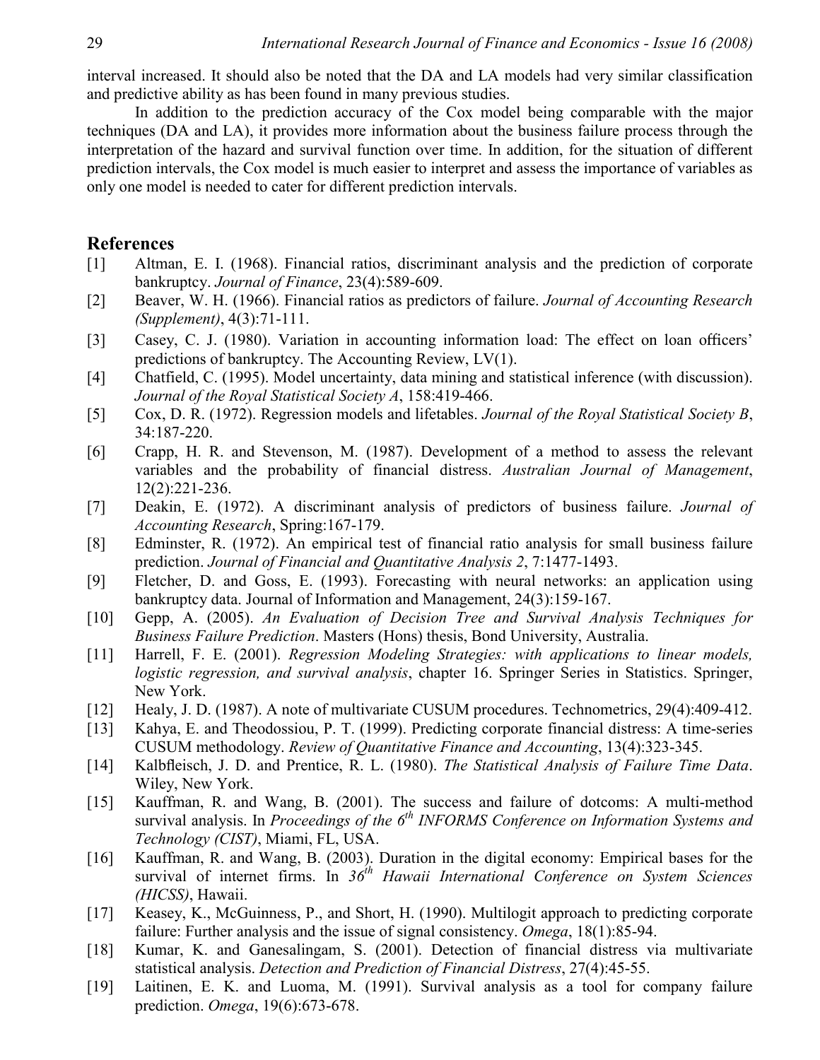interval increased. It should also be noted that the DA and LA models had very similar classification and predictive ability as has been found in many previous studies.

In addition to the prediction accuracy of the Cox model being comparable with the major techniques (DA and LA), it provides more information about the business failure process through the interpretation of the hazard and survival function over time. In addition, for the situation of different prediction intervals, the Cox model is much easier to interpret and assess the importance of variables as only one model is needed to cater for different prediction intervals.

## References

[1] Altman, E. I. (1968). Financial ratios, discriminant analysis and the prediction of corporate bankruptcy. *Journal of Finance*, 23(4):589-609.

[2] Beaver, W. H. (1966). Financial ratios as predictors of failure. *Journal of Accounting Research (Supplement)*, 4(3):71-111.

[3] Casey, C. J. (1980). Variation in accounting information load: The effect on loan officers' predictions of bankruptcy. The Accounting Review, LV(1).

[4] Chatfield, C. (1995). Model uncertainty, data mining and statistical inference (with discussion). *Journal of the Royal Statistical Society A*, 158:419-466.

[5] Cox, D. R. (1972). Regression models and lifetables. *Journal of the Royal Statistical Society B*, 34:187-220.

[6] Crapp, H. R. and Stevenson, M. (1987). Development of a method to assess the relevant variables and the probability of financial distress. *Australian Journal of Management*, 12(2):221-236.

[7] Deakin, E. (1972). A discriminant analysis of predictors of business failure. *Journal of Accounting Research*, Spring:167-179.

[8] Edminster, R. (1972). An empirical test of financial ratio analysis for small business failure prediction. *Journal of Financial and Quantitative Analysis 2*, 7:1477-1493.

[9] Fletcher, D. and Goss, E. (1993). Forecasting with neural networks: an application using bankruptcy data. Journal of Information and Management, 24(3):159-167.

[10] Gepp, A. (2005). *An Evaluation of Decision Tree and Survival Analysis Techniques for Business Failure Prediction*. Masters (Hons) thesis, Bond University, Australia.

[11] Harrell, F. E. (2001). *Regression Modeling Strategies: with applications to linear models, logistic regression, and survival analysis*, chapter 16. Springer Series in Statistics. Springer, New York.

[12] Healy, J. D. (1987). A note of multivariate CUSUM procedures. Technometrics, 29(4):409-412.

[13] Kahya, E. and Theodossiou, P. T. (1999). Predicting corporate financial distress: A time-series CUSUM methodology. *Review of Quantitative Finance and Accounting*, 13(4):323-345.

[14] Kalbfleisch, J. D. and Prentice, R. L. (1980). *The Statistical Analysis of Failure Time Data*. Wiley, New York.

[15] Kauffman, R. and Wang, B. (2001). The success and failure of dotcoms: A multi-method survival analysis. In *Proceedings of the 6th INFORMS Conference on Information Systems and Technology (CIST)*, Miami, FL, USA.

[16] Kauffman, R. and Wang, B. (2003). Duration in the digital economy: Empirical bases for the survival of internet firms. In *36th Hawaii International Conference on System Sciences (HICSS)*, Hawaii.

[17] Keasey, K., McGuinness, P., and Short, H. (1990). Multilogit approach to predicting corporate failure: Further analysis and the issue of signal consistency. *Omega*, 18(1):85-94.

[18] Kumar, K. and Ganesalingam, S. (2001). Detection of financial distress via multivariate statistical analysis. *Detection and Prediction of Financial Distress*, 27(4):45-55.

[19] Laitinen, E. K. and Luoma, M. (1991). Survival analysis as a tool for company failure prediction. *Omega*, 19(6):673-678.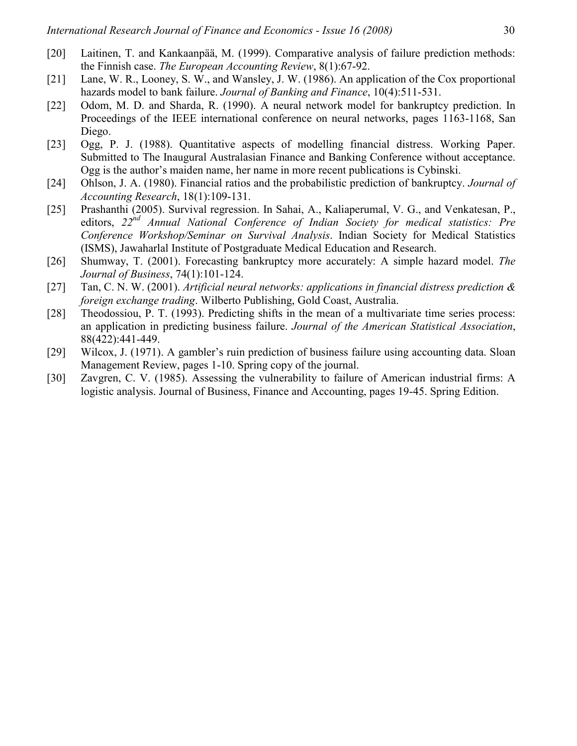[20] Laitinen, T. and Kankaanpää, M. (1999). Comparative analysis of failure prediction methods: the Finnish case. *The European Accounting Review*, 8(1):67-92.

[21] Lane, W. R., Looney, S. W., and Wansley, J. W. (1986). An application of the Cox proportional hazards model to bank failure. *Journal of Banking and Finance*, 10(4):511-531.

[22] Odom, M. D. and Sharda, R. (1990). A neural network model for bankruptcy prediction. In Proceedings of the IEEE international conference on neural networks, pages 1163-1168, San Diego.

[23] Ogg, P. J. (1988). Quantitative aspects of modelling financial distress. Working Paper. Submitted to The Inaugural Australasian Finance and Banking Conference without acceptance. Ogg is the author's maiden name, her name in more recent publications is Cybinski.

[24] Ohlson, J. A. (1980). Financial ratios and the probabilistic prediction of bankruptcy. *Journal of Accounting Research*, 18(1):109-131.

[25] Prashanthi (2005). Survival regression. In Sahai, A., Kaliaperumal, V. G., and Venkatesan, P., editors, *22nd Annual National Conference of Indian Society for medical statistics: Pre Conference Workshop/Seminar on Survival Analysis*. Indian Society for Medical Statistics (ISMS), Jawaharlal Institute of Postgraduate Medical Education and Research.

[26] Shumway, T. (2001). Forecasting bankruptcy more accurately: A simple hazard model. *The Journal of Business*, 74(1):101-124.

[27] Tan, C. N. W. (2001). *Artificial neural networks: applications in financial distress prediction & foreign exchange trading*. Wilberto Publishing, Gold Coast, Australia.

[28] Theodossiou, P. T. (1993). Predicting shifts in the mean of a multivariate time series process: an application in predicting business failure. *Journal of the American Statistical Association*, 88(422):441-449.

[29] Wilcox, J. (1971). A gambler's ruin prediction of business failure using accounting data. Sloan Management Review, pages 1-10. Spring copy of the journal.

[30] Zavgren, C. V. (1985). Assessing the vulnerability to failure of American industrial firms: A logistic analysis. Journal of Business, Finance and Accounting, pages 19-45. Spring Edition.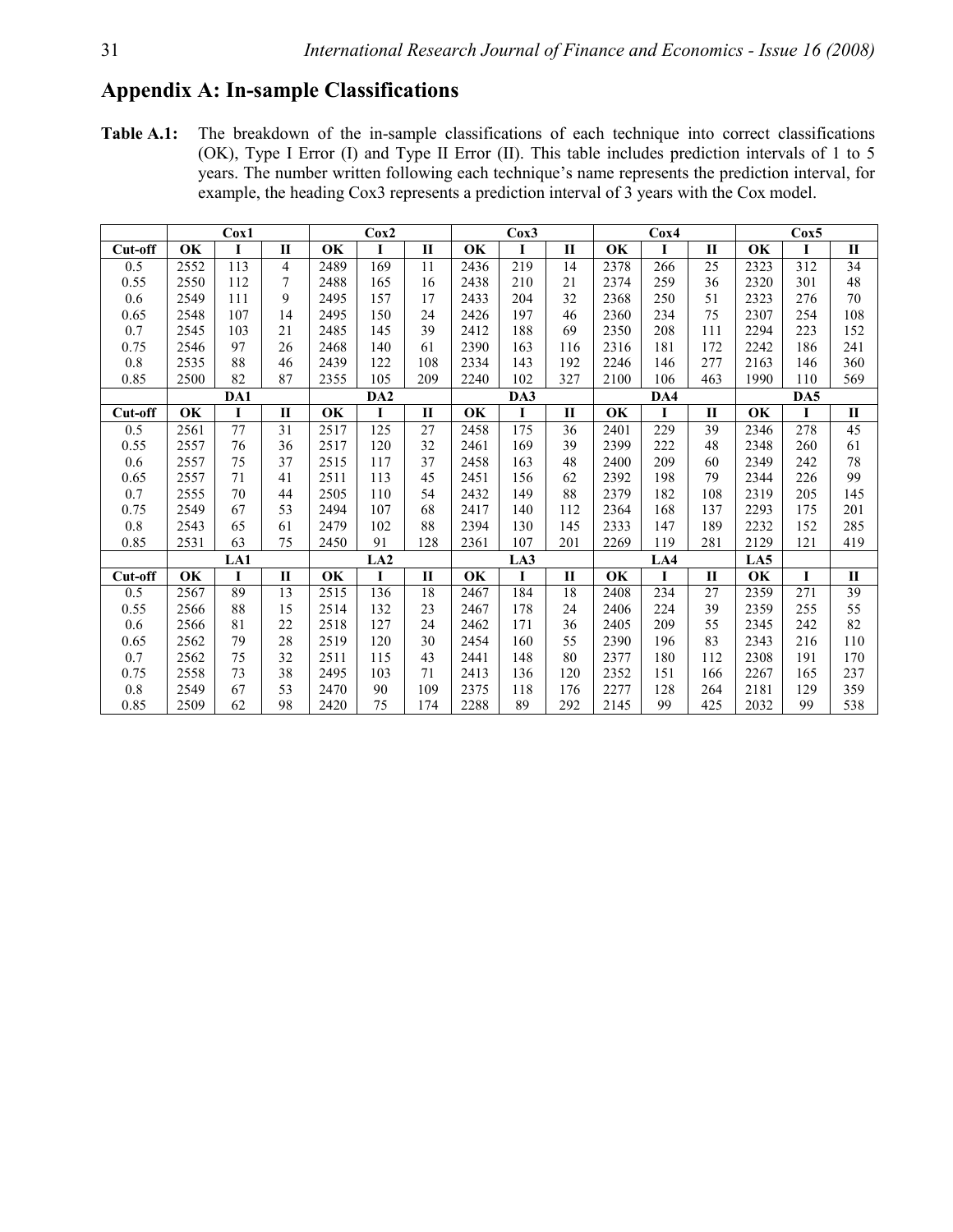## Appendix A: In-sample Classifications

**Table A.1:** The breakdown of the in-sample classifications of each technique into correct classifications (OK), Type I Error (I) and Type II Error (II). This table includes prediction intervals of 1 to 5 years. The number written following each technique's name represents the prediction interval, for example, the heading Cox3 represents a prediction interval of 3 years with the Cox model.

| | Cox1 | | | Cox2 | | | Cox3 | | | Cox4 | | | Cox5 | | |
|---|---|---|---|---|---|---|---|---|---|---|---|---|---|---|---|
| **Cut-off** | **OK** | **I** | **II** | **OK** | **I** | **II** | **OK** | **I** | **II** | **OK** | **I** | **II** | **OK** | **I** | **II** |
| 0.5 | 2552 | 113 | 4 | 2489 | 169 | 11 | 2436 | 219 | 14 | 2378 | 266 | 25 | 2323 | 312 | 34 |
| 0.55 | 2550 | 112 | 7 | 2488 | 165 | 16 | 2438 | 210 | 21 | 2374 | 259 | 36 | 2320 | 301 | 48 |
| 0.6 | 2549 | 111 | 9 | 2495 | 157 | 17 | 2433 | 204 | 32 | 2368 | 250 | 51 | 2323 | 276 | 70 |
| 0.65 | 2548 | 107 | 14 | 2495 | 150 | 24 | 2426 | 197 | 46 | 2360 | 234 | 75 | 2307 | 254 | 108 |
| 0.7 | 2545 | 103 | 21 | 2485 | 145 | 39 | 2412 | 188 | 69 | 2350 | 208 | 111 | 2294 | 223 | 152 |
| 0.75 | 2546 | 97 | 26 | 2468 | 140 | 61 | 2390 | 163 | 116 | 2316 | 181 | 172 | 2242 | 186 | 241 |
| 0.8 | 2535 | 88 | 46 | 2439 | 122 | 108 | 2334 | 143 | 192 | 2246 | 146 | 277 | 2163 | 146 | 360 |
| 0.85 | 2500 | 82 | 87 | 2355 | 105 | 209 | 2240 | 102 | 327 | 2100 | 106 | 463 | 1990 | 110 | 569 |
| | **DA1** | | | **DA2** | | | **DA3** | | | **DA4** | | | **DA5** | | |
| **Cut-off** | **OK** | **I** | **II** | **OK** | **I** | **II** | **OK** | **I** | **II** | **OK** | **I** | **II** | **OK** | **I** | **II** |
| 0.5 | 2561 | 77 | 31 | 2517 | 125 | 27 | 2458 | 175 | 36 | 2401 | 229 | 39 | 2346 | 278 | 45 |
| 0.55 | 2557 | 76 | 36 | 2517 | 120 | 32 | 2461 | 169 | 39 | 2399 | 222 | 48 | 2348 | 260 | 61 |
| 0.6 | 2557 | 75 | 37 | 2515 | 117 | 37 | 2458 | 163 | 48 | 2400 | 209 | 60 | 2349 | 242 | 78 |
| 0.65 | 2557 | 71 | 41 | 2511 | 113 | 45 | 2451 | 156 | 62 | 2392 | 198 | 79 | 2344 | 226 | 99 |
| 0.7 | 2555 | 70 | 44 | 2505 | 110 | 54 | 2432 | 149 | 88 | 2379 | 182 | 108 | 2319 | 205 | 145 |
| 0.75 | 2549 | 67 | 53 | 2494 | 107 | 68 | 2417 | 140 | 112 | 2364 | 168 | 137 | 2293 | 175 | 201 |
| 0.8 | 2543 | 65 | 61 | 2479 | 102 | 88 | 2394 | 130 | 145 | 2333 | 147 | 189 | 2232 | 152 | 285 |
| 0.85 | 2531 | 63 | 75 | 2450 | 91 | 128 | 2361 | 107 | 201 | 2269 | 119 | 281 | 2129 | 121 | 419 |
| | **LA1** | | | **LA2** | | | **LA3** | | | **LA4** | | | **LA5** | | |
| **Cut-off** | **OK** | **I** | **II** | **OK** | **I** | **II** | **OK** | **I** | **II** | **OK** | **I** | **II** | **OK** | **I** | **II** |
| 0.5 | 2567 | 89 | 13 | 2515 | 136 | 18 | 2467 | 184 | 18 | 2408 | 234 | 27 | 2359 | 271 | 39 |
| 0.55 | 2566 | 88 | 15 | 2514 | 132 | 23 | 2467 | 178 | 24 | 2406 | 224 | 39 | 2359 | 255 | 55 |
| 0.6 | 2566 | 81 | 22 | 2518 | 127 | 24 | 2462 | 171 | 36 | 2405 | 209 | 55 | 2345 | 242 | 82 |
| 0.65 | 2562 | 79 | 28 | 2519 | 120 | 30 | 2454 | 160 | 55 | 2390 | 196 | 83 | 2343 | 216 | 110 |
| 0.7 | 2562 | 75 | 32 | 2511 | 115 | 43 | 2441 | 148 | 80 | 2377 | 180 | 112 | 2308 | 191 | 170 |
| 0.75 | 2558 | 73 | 38 | 2495 | 103 | 71 | 2413 | 136 | 120 | 2352 | 151 | 166 | 2267 | 165 | 237 |
| 0.8 | 2549 | 67 | 53 | 2470 | 90 | 109 | 2375 | 118 | 176 | 2277 | 128 | 264 | 2181 | 129 | 359 |
| 0.85 | 2509 | 62 | 98 | 2420 | 75 | 174 | 2288 | 89 | 292 | 2145 | 99 | 425 | 2032 | 99 | 538 |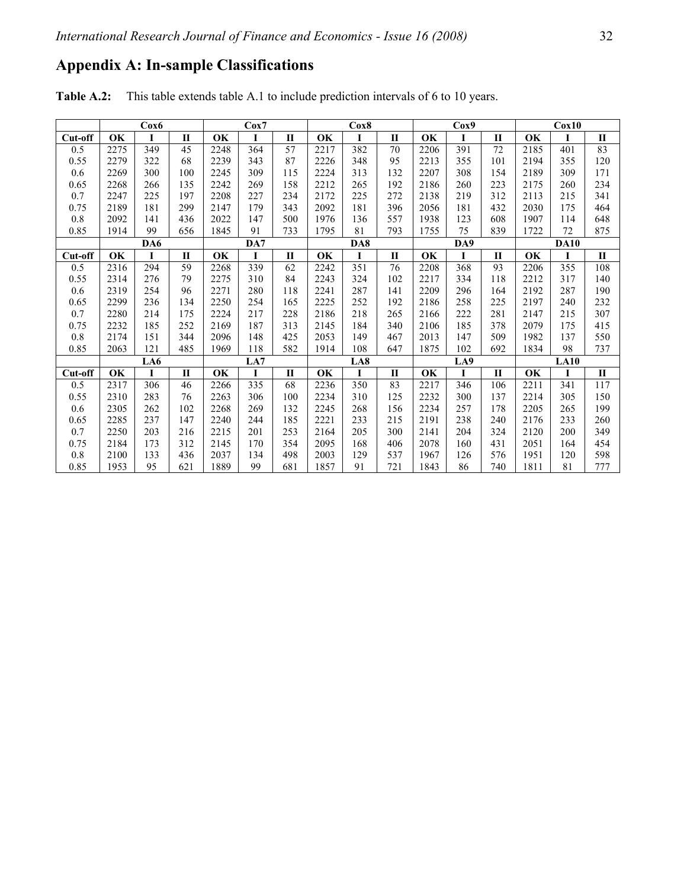## Appendix A: In-sample Classifications

**Table A.2:** This table extends table A.1 to include prediction intervals of 6 to 10 years.

| | Cox6 | | | Cox7 | | | Cox8 | | | Cox9 | | | Cox10 | | |
|---|---|---|---|---|---|---|---|---|---|---|---|---|---|---|---|
| **Cut-off** | **OK** | **I** | **II** | **OK** | **I** | **II** | **OK** | **I** | **II** | **OK** | **I** | **II** | **OK** | **I** | **II** |
| 0.5 | 2275 | 349 | 45 | 2248 | 364 | 57 | 2217 | 382 | 70 | 2206 | 391 | 72 | 2185 | 401 | 83 |
| 0.55 | 2279 | 322 | 68 | 2239 | 343 | 87 | 2226 | 348 | 95 | 2213 | 355 | 101 | 2194 | 355 | 120 |
| 0.6 | 2269 | 300 | 100 | 2245 | 309 | 115 | 2224 | 313 | 132 | 2207 | 308 | 154 | 2189 | 309 | 171 |
| 0.65 | 2268 | 266 | 135 | 2242 | 269 | 158 | 2212 | 265 | 192 | 2186 | 260 | 223 | 2175 | 260 | 234 |
| 0.7 | 2247 | 225 | 197 | 2208 | 227 | 234 | 2172 | 225 | 272 | 2138 | 219 | 312 | 2113 | 215 | 341 |
| 0.75 | 2189 | 181 | 299 | 2147 | 179 | 343 | 2092 | 181 | 396 | 2056 | 181 | 432 | 2030 | 175 | 464 |
| 0.8 | 2092 | 141 | 436 | 2022 | 147 | 500 | 1976 | 136 | 557 | 1938 | 123 | 608 | 1907 | 114 | 648 |
| 0.85 | 1914 | 99 | 656 | 1845 | 91 | 733 | 1795 | 81 | 793 | 1755 | 75 | 839 | 1722 | 72 | 875 |
| | **DA6** | | | **DA7** | | | **DA8** | | | **DA9** | | | **DA10** | | |
| **Cut-off** | **OK** | **I** | **II** | **OK** | **I** | **II** | **OK** | **I** | **II** | **OK** | **I** | **II** | **OK** | **I** | **II** |
| 0.5 | 2316 | 294 | 59 | 2268 | 339 | 62 | 2242 | 351 | 76 | 2208 | 368 | 93 | 2206 | 355 | 108 |
| 0.55 | 2314 | 276 | 79 | 2275 | 310 | 84 | 2243 | 324 | 102 | 2217 | 334 | 118 | 2212 | 317 | 140 |
| 0.6 | 2319 | 254 | 96 | 2271 | 280 | 118 | 2241 | 287 | 141 | 2209 | 296 | 164 | 2192 | 287 | 190 |
| 0.65 | 2299 | 236 | 134 | 2250 | 254 | 165 | 2225 | 252 | 192 | 2186 | 258 | 225 | 2197 | 240 | 232 |
| 0.7 | 2280 | 214 | 175 | 2224 | 217 | 228 | 2186 | 218 | 265 | 2166 | 222 | 281 | 2147 | 215 | 307 |
| 0.75 | 2232 | 185 | 252 | 2169 | 187 | 313 | 2145 | 184 | 340 | 2106 | 185 | 378 | 2079 | 175 | 415 |
| 0.8 | 2174 | 151 | 344 | 2096 | 148 | 425 | 2053 | 149 | 467 | 2013 | 147 | 509 | 1982 | 137 | 550 |
| 0.85 | 2063 | 121 | 485 | 1969 | 118 | 582 | 1914 | 108 | 647 | 1875 | 102 | 692 | 1834 | 98 | 737 |
| | **LA6** | | | **LA7** | | | **LA8** | | | **LA9** | | | **LA10** | | |
| **Cut-off** | **OK** | **I** | **II** | **OK** | **I** | **II** | **OK** | **I** | **II** | **OK** | **I** | **II** | **OK** | **I** | **II** |
| 0.5 | 2317 | 306 | 46 | 2266 | 335 | 68 | 2236 | 350 | 83 | 2217 | 346 | 106 | 2211 | 341 | 117 |
| 0.55 | 2310 | 283 | 76 | 2263 | 306 | 100 | 2234 | 310 | 125 | 2232 | 300 | 137 | 2214 | 305 | 150 |
| 0.6 | 2305 | 262 | 102 | 2268 | 269 | 132 | 2245 | 268 | 156 | 2234 | 257 | 178 | 2205 | 265 | 199 |
| 0.65 | 2285 | 237 | 147 | 2240 | 244 | 185 | 2221 | 233 | 215 | 2191 | 238 | 240 | 2176 | 233 | 260 |
| 0.7 | 2250 | 203 | 216 | 2215 | 201 | 253 | 2164 | 205 | 300 | 2141 | 204 | 324 | 2120 | 200 | 349 |
| 0.75 | 2184 | 173 | 312 | 2145 | 170 | 354 | 2095 | 168 | 406 | 2078 | 160 | 431 | 2051 | 164 | 454 |
| 0.8 | 2100 | 133 | 436 | 2037 | 134 | 498 | 2003 | 129 | 537 | 1967 | 126 | 576 | 1951 | 120 | 598 |
| 0.85 | 1953 | 95 | 621 | 1889 | 99 | 681 | 1857 | 91 | 721 | 1843 | 86 | 740 | 1811 | 81 | 777 |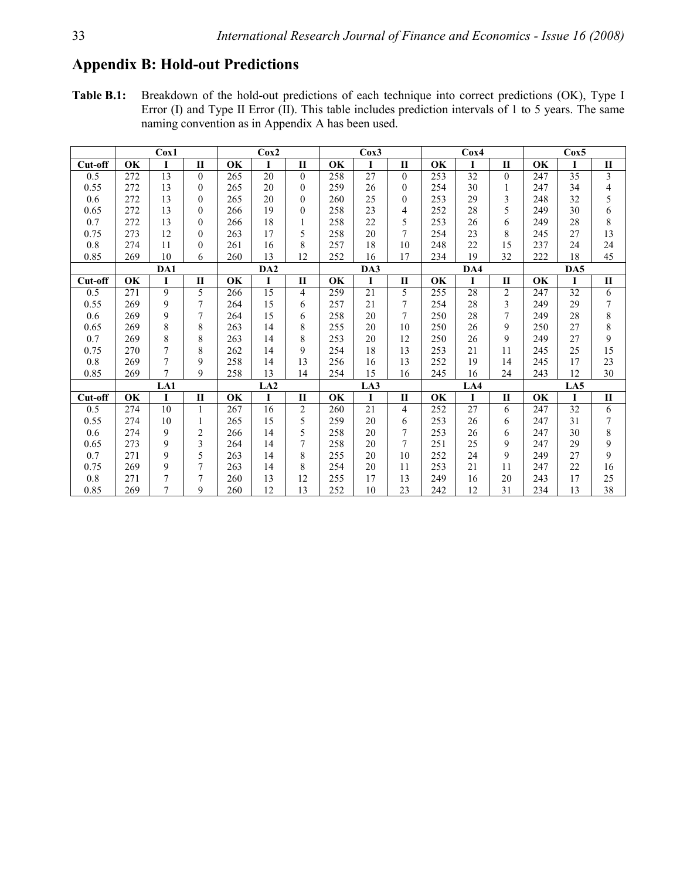## Appendix B: Hold-out Predictions

**Table B.1:** Breakdown of the hold-out predictions of each technique into correct predictions (OK), Type I Error (I) and Type II Error (II). This table includes prediction intervals of 1 to 5 years. The same naming convention as in Appendix A has been used.

| | Cox1 | | | Cox2 | | | Cox3 | | | Cox4 | | | Cox5 | | |
|---|---|---|---|---|---|---|---|---|---|---|---|---|---|---|---|
| **Cut-off** | **OK** | **I** | **II** | **OK** | **I** | **II** | **OK** | **I** | **II** | **OK** | **I** | **II** | **OK** | **I** | **II** |
| 0.5 | 272 | 13 | 0 | 265 | 20 | 0 | 258 | 27 | 0 | 253 | 32 | 0 | 247 | 35 | 3 |
| 0.55 | 272 | 13 | 0 | 265 | 20 | 0 | 259 | 26 | 0 | 254 | 30 | 1 | 247 | 34 | 4 |
| 0.6 | 272 | 13 | 0 | 265 | 20 | 0 | 260 | 25 | 0 | 253 | 29 | 3 | 248 | 32 | 5 |
| 0.65 | 272 | 13 | 0 | 266 | 19 | 0 | 258 | 23 | 4 | 252 | 28 | 5 | 249 | 30 | 6 |
| 0.7 | 272 | 13 | 0 | 266 | 18 | 1 | 258 | 22 | 5 | 253 | 26 | 6 | 249 | 28 | 8 |
| 0.75 | 273 | 12 | 0 | 263 | 17 | 5 | 258 | 20 | 7 | 254 | 23 | 8 | 245 | 27 | 13 |
| 0.8 | 274 | 11 | 0 | 261 | 16 | 8 | 257 | 18 | 10 | 248 | 22 | 15 | 237 | 24 | 24 |
| 0.85 | 269 | 10 | 6 | 260 | 13 | 12 | 252 | 16 | 17 | 234 | 19 | 32 | 222 | 18 | 45 |
| | **DA1** | | | **DA2** | | | **DA3** | | | **DA4** | | | **DA5** | | |
| **Cut-off** | **OK** | **I** | **II** | **OK** | **I** | **II** | **OK** | **I** | **II** | **OK** | **I** | **II** | **OK** | **I** | **II** |
| 0.5 | 271 | 9 | 5 | 266 | 15 | 4 | 259 | 21 | 5 | 255 | 28 | 2 | 247 | 32 | 6 |
| 0.55 | 269 | 9 | 7 | 264 | 15 | 6 | 257 | 21 | 7 | 254 | 28 | 3 | 249 | 29 | 7 |
| 0.6 | 269 | 9 | 7 | 264 | 15 | 6 | 258 | 20 | 7 | 250 | 28 | 7 | 249 | 28 | 8 |
| 0.65 | 269 | 8 | 8 | 263 | 14 | 8 | 255 | 20 | 10 | 250 | 26 | 9 | 250 | 27 | 8 |
| 0.7 | 269 | 8 | 8 | 263 | 14 | 8 | 253 | 20 | 12 | 250 | 26 | 9 | 249 | 27 | 9 |
| 0.75 | 270 | 7 | 8 | 262 | 14 | 9 | 254 | 18 | 13 | 253 | 21 | 11 | 245 | 25 | 15 |
| 0.8 | 269 | 7 | 9 | 258 | 14 | 13 | 256 | 16 | 13 | 252 | 19 | 14 | 245 | 17 | 23 |
| 0.85 | 269 | 7 | 9 | 258 | 13 | 14 | 254 | 15 | 16 | 245 | 16 | 24 | 243 | 12 | 30 |
| | **LA1** | | | **LA2** | | | **LA3** | | | **LA4** | | | **LA5** | | |
| **Cut-off** | **OK** | **I** | **II** | **OK** | **I** | **II** | **OK** | **I** | **II** | **OK** | **I** | **II** | **OK** | **I** | **II** |
| 0.5 | 274 | 10 | 1 | 267 | 16 | 2 | 260 | 21 | 4 | 252 | 27 | 6 | 247 | 32 | 6 |
| 0.55 | 274 | 10 | 1 | 265 | 15 | 5 | 259 | 20 | 6 | 253 | 26 | 6 | 247 | 31 | 7 |
| 0.6 | 274 | 9 | 2 | 266 | 14 | 5 | 258 | 20 | 7 | 253 | 26 | 6 | 247 | 30 | 8 |
| 0.65 | 273 | 9 | 3 | 264 | 14 | 7 | 258 | 20 | 7 | 251 | 25 | 9 | 247 | 29 | 9 |
| 0.7 | 271 | 9 | 5 | 263 | 14 | 8 | 255 | 20 | 10 | 252 | 24 | 9 | 249 | 27 | 9 |
| 0.75 | 269 | 9 | 7 | 263 | 14 | 8 | 254 | 20 | 11 | 253 | 21 | 11 | 247 | 22 | 16 |
| 0.8 | 271 | 7 | 7 | 260 | 13 | 12 | 255 | 17 | 13 | 249 | 16 | 20 | 243 | 17 | 25 |
| 0.85 | 269 | 7 | 9 | 260 | 12 | 13 | 252 | 10 | 23 | 242 | 12 | 31 | 234 | 13 | 38 |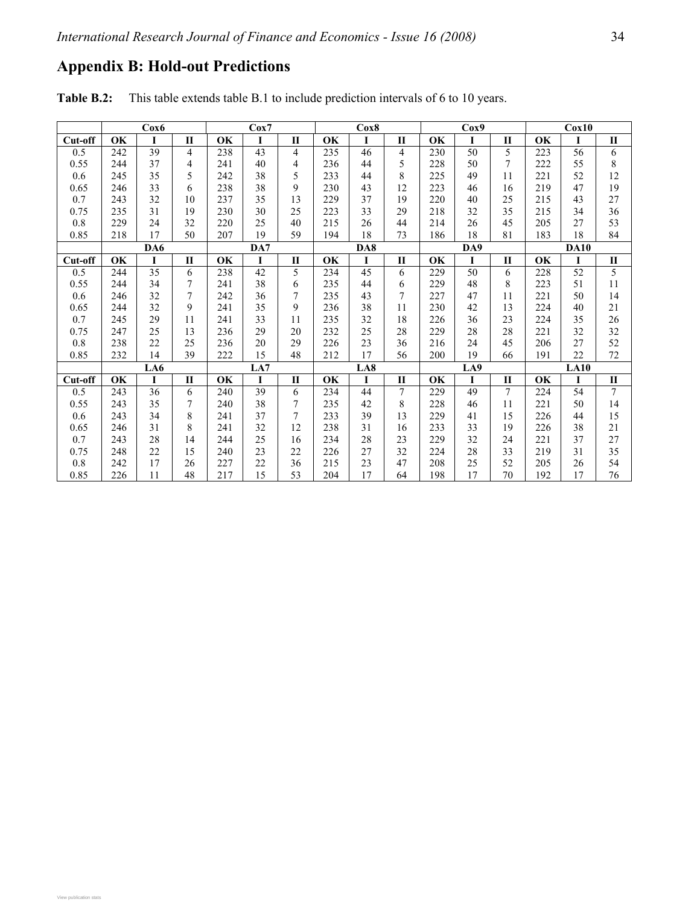## Appendix B: Hold-out Predictions

**Table B.2:** This table extends table B.1 to include prediction intervals of 6 to 10 years.

| | Cox6 | | | Cox7 | | | Cox8 | | | Cox9 | | | Cox10 | | |
|---|---|---|---|---|---|---|---|---|---|---|---|---|---|---|---|
| **Cut-off** | **OK** | **I** | **II** | **OK** | **I** | **II** | **OK** | **I** | **II** | **OK** | **I** | **II** | **OK** | **I** | **II** |
| 0.5 | 242 | 39 | 4 | 238 | 43 | 4 | 235 | 46 | 4 | 230 | 50 | 5 | 223 | 56 | 6 |
| 0.55 | 244 | 37 | 4 | 241 | 40 | 4 | 236 | 44 | 5 | 228 | 50 | 7 | 222 | 55 | 8 |
| 0.6 | 245 | 35 | 5 | 242 | 38 | 5 | 233 | 44 | 8 | 225 | 49 | 11 | 221 | 52 | 12 |
| 0.65 | 246 | 33 | 6 | 238 | 38 | 9 | 230 | 43 | 12 | 223 | 46 | 16 | 219 | 47 | 19 |
| 0.7 | 243 | 32 | 10 | 237 | 35 | 13 | 229 | 37 | 19 | 220 | 40 | 25 | 215 | 43 | 27 |
| 0.75 | 235 | 31 | 19 | 230 | 30 | 25 | 223 | 33 | 29 | 218 | 32 | 35 | 215 | 34 | 36 |
| 0.8 | 229 | 24 | 32 | 220 | 25 | 40 | 215 | 26 | 44 | 214 | 26 | 45 | 205 | 27 | 53 |
| 0.85 | 218 | 17 | 50 | 207 | 19 | 59 | 194 | 18 | 73 | 186 | 18 | 81 | 183 | 18 | 84 |
| | **DA6** | | | **DA7** | | | **DA8** | | | **DA9** | | | **DA10** | | |
| **Cut-off** | **OK** | **I** | **II** | **OK** | **I** | **II** | **OK** | **I** | **II** | **OK** | **I** | **II** | **OK** | **I** | **II** |
| 0.5 | 244 | 35 | 6 | 238 | 42 | 5 | 234 | 45 | 6 | 229 | 50 | 6 | 228 | 52 | 5 |
| 0.55 | 244 | 34 | 7 | 241 | 38 | 6 | 235 | 44 | 6 | 229 | 48 | 8 | 223 | 51 | 11 |
| 0.6 | 246 | 32 | 7 | 242 | 36 | 7 | 235 | 43 | 7 | 227 | 47 | 11 | 221 | 50 | 14 |
| 0.65 | 244 | 32 | 9 | 241 | 35 | 9 | 236 | 38 | 11 | 230 | 42 | 13 | 224 | 40 | 21 |
| 0.7 | 245 | 29 | 11 | 241 | 33 | 11 | 235 | 32 | 18 | 226 | 36 | 23 | 224 | 35 | 26 |
| 0.75 | 247 | 25 | 13 | 236 | 29 | 20 | 232 | 25 | 28 | 229 | 28 | 28 | 221 | 32 | 32 |
| 0.8 | 238 | 22 | 25 | 236 | 20 | 29 | 226 | 23 | 36 | 216 | 24 | 45 | 206 | 27 | 52 |
| 0.85 | 232 | 14 | 39 | 222 | 15 | 48 | 212 | 17 | 56 | 200 | 19 | 66 | 191 | 22 | 72 |
| | **LA6** | | | **LA7** | | | **LA8** | | | **LA9** | | | **LA10** | | |
| **Cut-off** | **OK** | **I** | **II** | **OK** | **I** | **II** | **OK** | **I** | **II** | **OK** | **I** | **II** | **OK** | **I** | **II** |
| 0.5 | 243 | 36 | 6 | 240 | 39 | 6 | 234 | 44 | 7 | 229 | 49 | 7 | 224 | 54 | 7 |
| 0.55 | 243 | 35 | 7 | 240 | 38 | 7 | 235 | 42 | 8 | 228 | 46 | 11 | 221 | 50 | 14 |
| 0.6 | 243 | 34 | 8 | 241 | 37 | 7 | 233 | 39 | 13 | 229 | 41 | 15 | 226 | 44 | 15 |
| 0.65 | 246 | 31 | 8 | 241 | 32 | 12 | 238 | 31 | 16 | 233 | 33 | 19 | 226 | 38 | 21 |
| 0.7 | 243 | 28 | 14 | 244 | 25 | 16 | 234 | 28 | 23 | 229 | 32 | 24 | 221 | 37 | 27 |
| 0.75 | 248 | 22 | 15 | 240 | 23 | 22 | 226 | 27 | 32 | 224 | 28 | 33 | 219 | 31 | 35 |
| 0.8 | 242 | 17 | 26 | 227 | 22 | 36 | 215 | 23 | 47 | 208 | 25 | 52 | 205 | 26 | 54 |
| 0.85 | 226 | 11 | 48 | 217 | 15 | 53 | 204 | 17 | 64 | 198 | 17 | 70 | 192 | 17 | 76 |